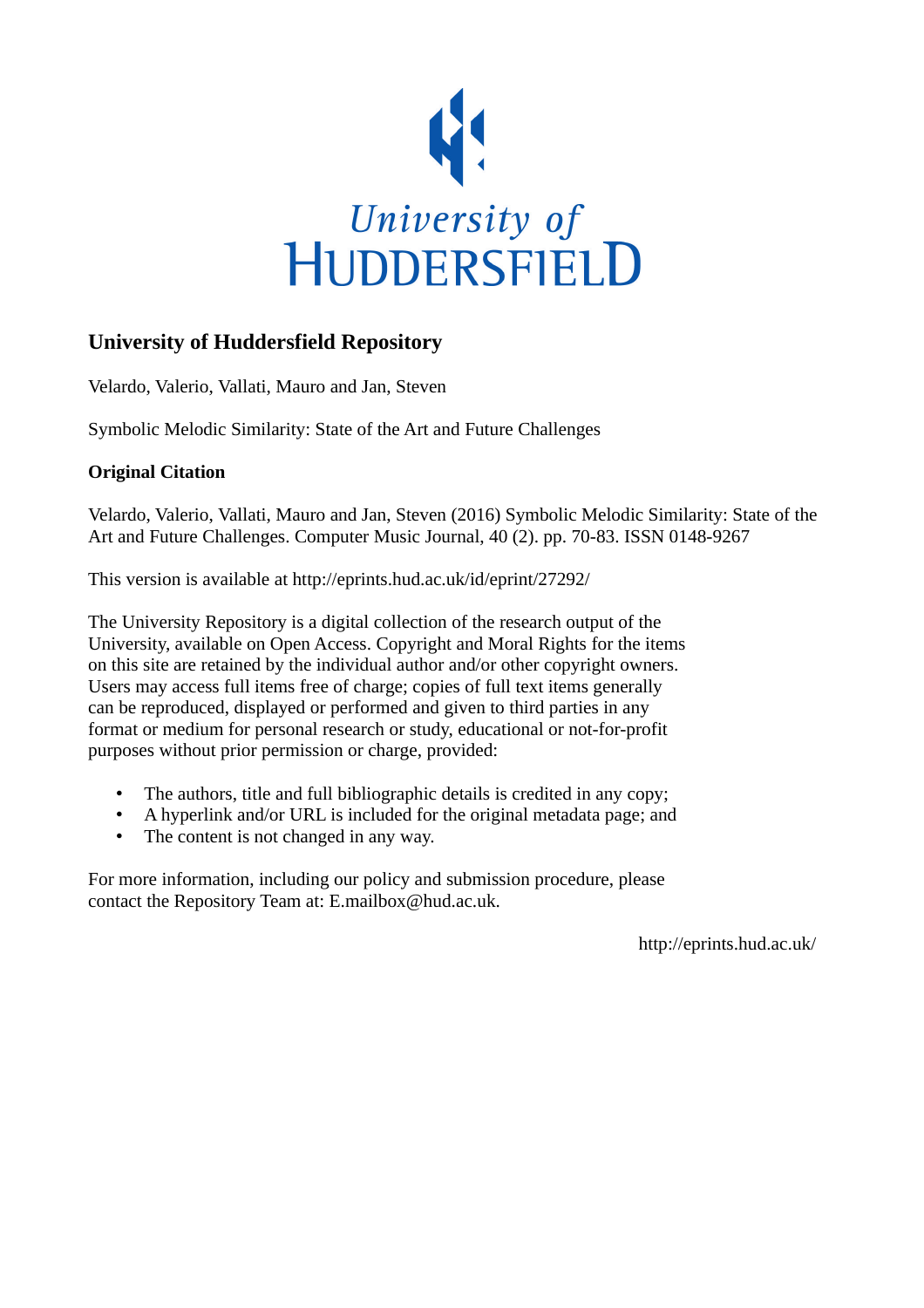University of HUDDERSFIELD

## University of Huddersfield Repository

Velardo, Valerio, Vallati, Mauro and Jan, Steven

Symbolic Melodic Similarity: State of the Art and Future Challenges

### Original Citation

Velardo, Valerio, Vallati, Mauro and Jan, Steven (2016) Symbolic Melodic Similarity: State of the Art and Future Challenges. Computer Music Journal, 40 (2). pp. 70-83. ISSN 0148-9267

This version is available at http://eprints.hud.ac.uk/id/eprint/27292/

The University Repository is a digital collection of the research output of the University, available on Open Access. Copyright and Moral Rights for the items on this site are retained by the individual author and/or other copyright owners. Users may access full items free of charge; copies of full text items generally can be reproduced, displayed or performed and given to third parties in any format or medium for personal research or study, educational or not-for-profit purposes without prior permission or charge, provided:

- The authors, title and full bibliographic details is credited in any copy;
- A hyperlink and/or URL is included for the original metadata page; and
- The content is not changed in any way.

For more information, including our policy and submission procedure, please contact the Repository Team at: E.mailbox@hud.ac.uk.

http://eprints.hud.ac.uk/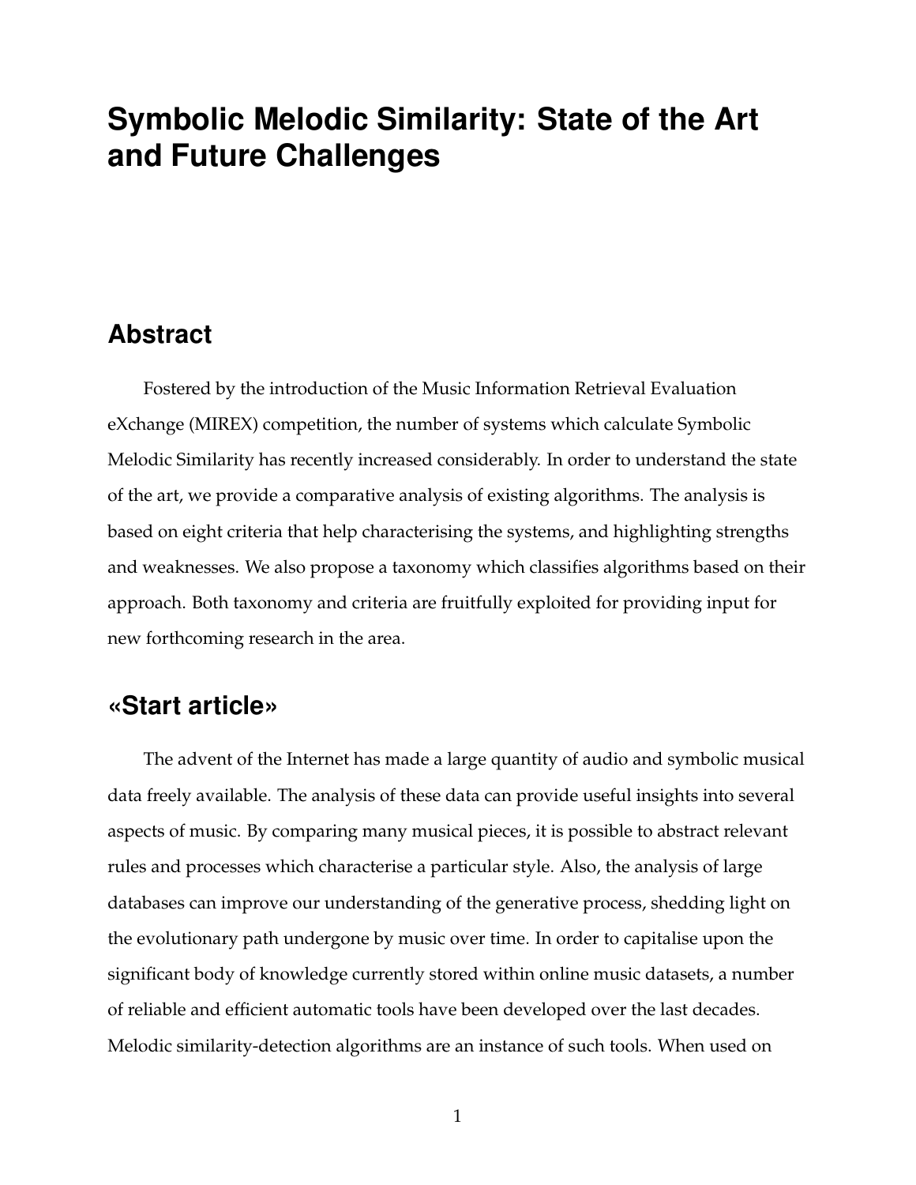# Symbolic Melodic Similarity: State of the Art and Future Challenges

## Abstract

Fostered by the introduction of the Music Information Retrieval Evaluation eXchange (MIREX) competition, the number of systems which calculate Symbolic Melodic Similarity has recently increased considerably. In order to understand the state of the art, we provide a comparative analysis of existing algorithms. The analysis is based on eight criteria that help characterising the systems, and highlighting strengths and weaknesses. We also propose a taxonomy which classifies algorithms based on their approach. Both taxonomy and criteria are fruitfully exploited for providing input for new forthcoming research in the area.

## «Start article»

The advent of the Internet has made a large quantity of audio and symbolic musical data freely available. The analysis of these data can provide useful insights into several aspects of music. By comparing many musical pieces, it is possible to abstract relevant rules and processes which characterise a particular style. Also, the analysis of large databases can improve our understanding of the generative process, shedding light on the evolutionary path undergone by music over time. In order to capitalise upon the significant body of knowledge currently stored within online music datasets, a number of reliable and efficient automatic tools have been developed over the last decades. Melodic similarity-detection algorithms are an instance of such tools. When used on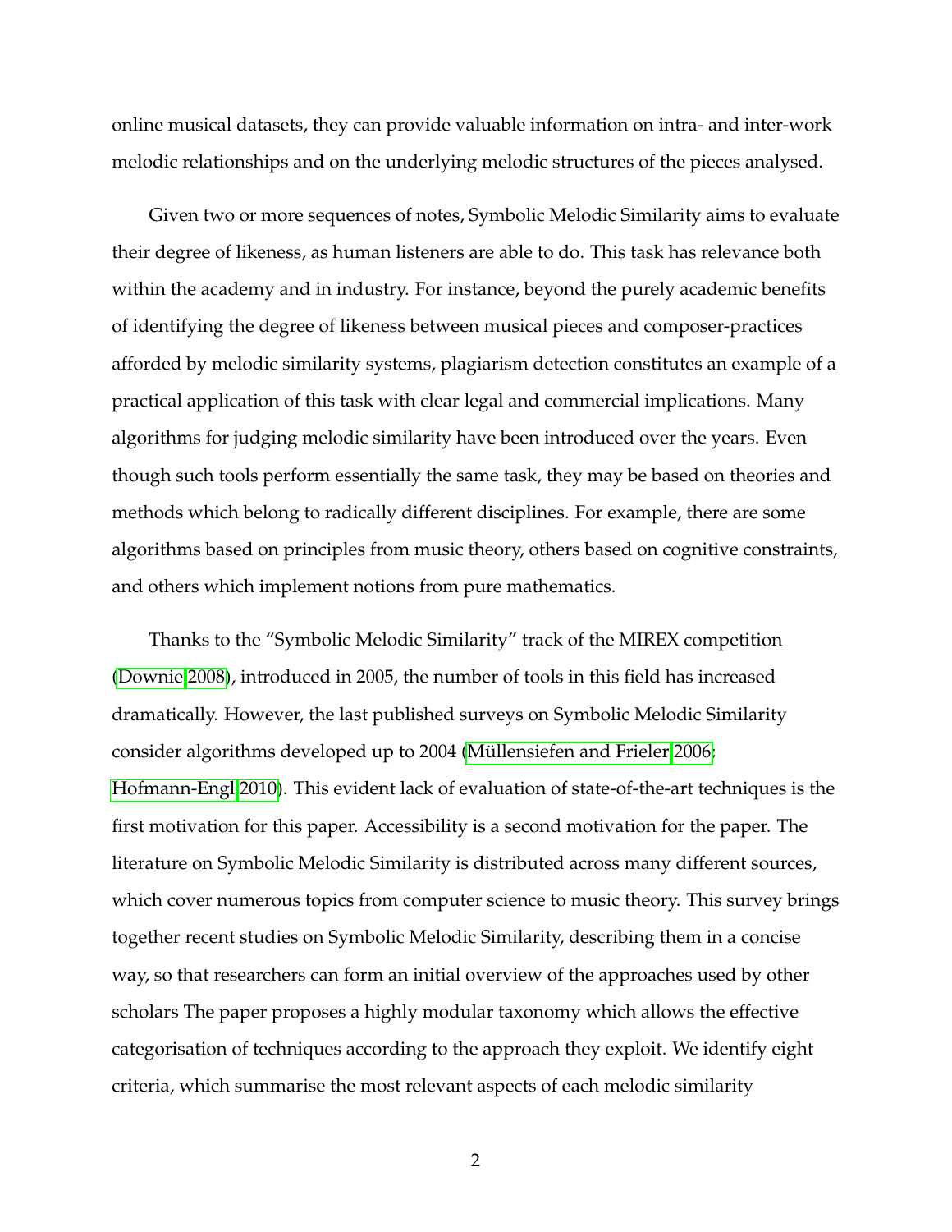online musical datasets, they can provide valuable information on intra- and inter-work melodic relationships and on the underlying melodic structures of the pieces analysed.

Given two or more sequences of notes, Symbolic Melodic Similarity aims to evaluate their degree of likeness, as human listeners are able to do. This task has relevance both within the academy and in industry. For instance, beyond the purely academic benefits of identifying the degree of likeness between musical pieces and composer-practices afforded by melodic similarity systems, plagiarism detection constitutes an example of a practical application of this task with clear legal and commercial implications. Many algorithms for judging melodic similarity have been introduced over the years. Even though such tools perform essentially the same task, they may be based on theories and methods which belong to radically different disciplines. For example, there are some algorithms based on principles from music theory, others based on cognitive constraints, and others which implement notions from pure mathematics.

Thanks to the "Symbolic Melodic Similarity" track of the MIREX competition (Downie 2008), introduced in 2005, the number of tools in this field has increased dramatically. However, the last published surveys on Symbolic Melodic Similarity consider algorithms developed up to 2004 (Müllensiefen and Frieler 2006; Hofmann-Engl 2010). This evident lack of evaluation of state-of-the-art techniques is the first motivation for this paper. Accessibility is a second motivation for the paper. The literature on Symbolic Melodic Similarity is distributed across many different sources, which cover numerous topics from computer science to music theory. This survey brings together recent studies on Symbolic Melodic Similarity, describing them in a concise way, so that researchers can form an initial overview of the approaches used by other scholars The paper proposes a highly modular taxonomy which allows the effective categorisation of techniques according to the approach they exploit. We identify eight criteria, which summarise the most relevant aspects of each melodic similarity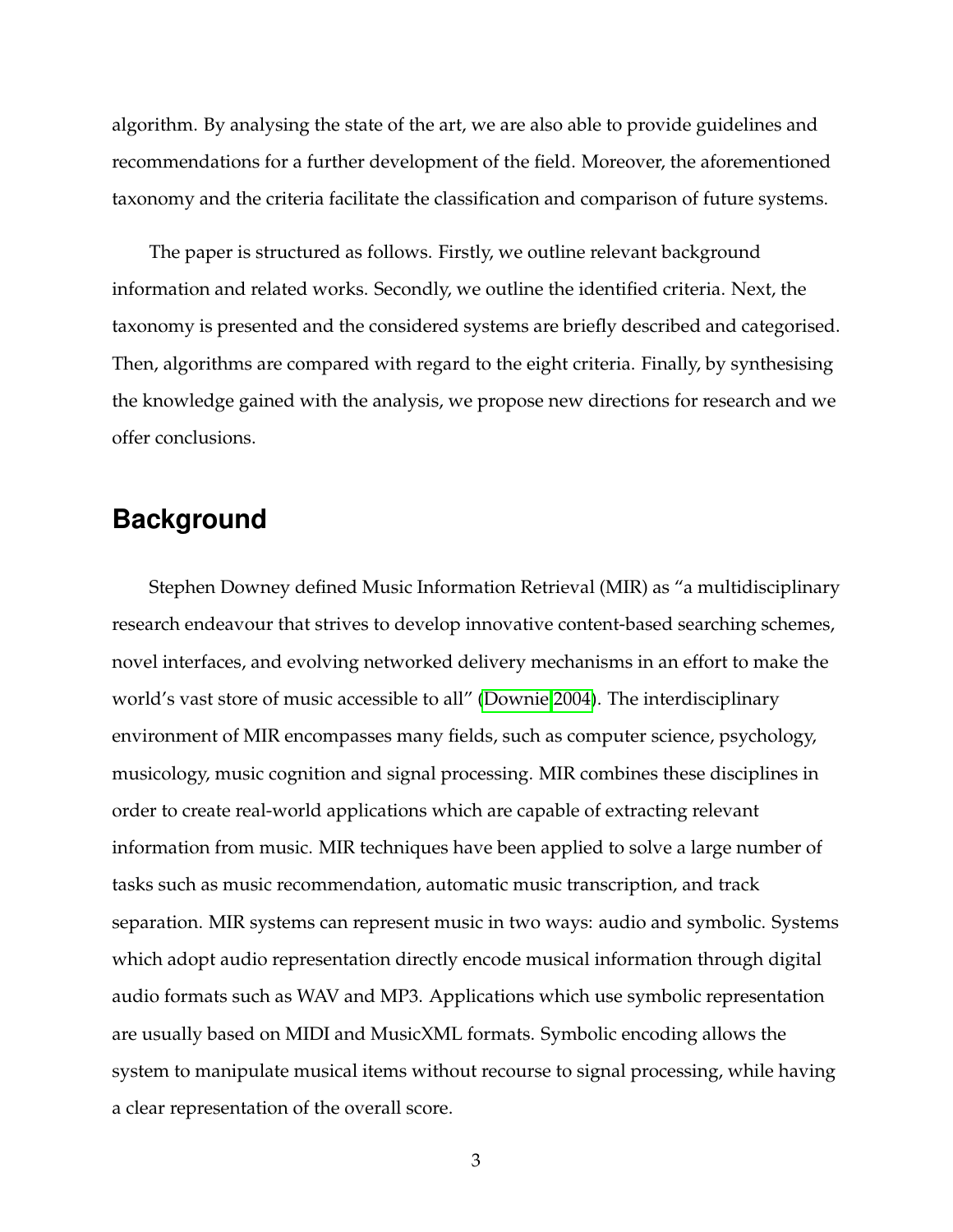algorithm. By analysing the state of the art, we are also able to provide guidelines and recommendations for a further development of the field. Moreover, the aforementioned taxonomy and the criteria facilitate the classification and comparison of future systems.

The paper is structured as follows. Firstly, we outline relevant background information and related works. Secondly, we outline the identified criteria. Next, the taxonomy is presented and the considered systems are briefly described and categorised. Then, algorithms are compared with regard to the eight criteria. Finally, by synthesising the knowledge gained with the analysis, we propose new directions for research and we offer conclusions.

## Background

Stephen Downey defined Music Information Retrieval (MIR) as "a multidisciplinary research endeavour that strives to develop innovative content-based searching schemes, novel interfaces, and evolving networked delivery mechanisms in an effort to make the world's vast store of music accessible to all" (Downie 2004). The interdisciplinary environment of MIR encompasses many fields, such as computer science, psychology, musicology, music cognition and signal processing. MIR combines these disciplines in order to create real-world applications which are capable of extracting relevant information from music. MIR techniques have been applied to solve a large number of tasks such as music recommendation, automatic music transcription, and track separation. MIR systems can represent music in two ways: audio and symbolic. Systems which adopt audio representation directly encode musical information through digital audio formats such as WAV and MP3. Applications which use symbolic representation are usually based on MIDI and MusicXML formats. Symbolic encoding allows the system to manipulate musical items without recourse to signal processing, while having a clear representation of the overall score.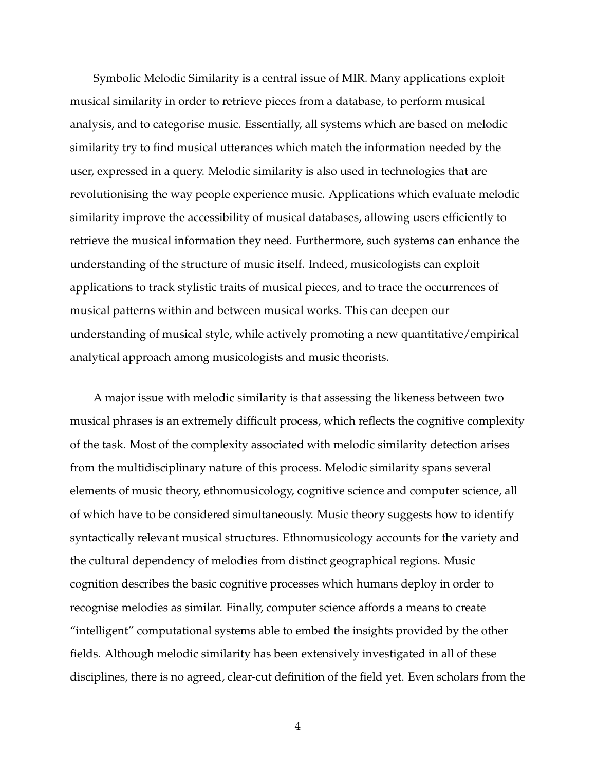Symbolic Melodic Similarity is a central issue of MIR. Many applications exploit musical similarity in order to retrieve pieces from a database, to perform musical analysis, and to categorise music. Essentially, all systems which are based on melodic similarity try to find musical utterances which match the information needed by the user, expressed in a query. Melodic similarity is also used in technologies that are revolutionising the way people experience music. Applications which evaluate melodic similarity improve the accessibility of musical databases, allowing users efficiently to retrieve the musical information they need. Furthermore, such systems can enhance the understanding of the structure of music itself. Indeed, musicologists can exploit applications to track stylistic traits of musical pieces, and to trace the occurrences of musical patterns within and between musical works. This can deepen our understanding of musical style, while actively promoting a new quantitative/empirical analytical approach among musicologists and music theorists.

A major issue with melodic similarity is that assessing the likeness between two musical phrases is an extremely difficult process, which reflects the cognitive complexity of the task. Most of the complexity associated with melodic similarity detection arises from the multidisciplinary nature of this process. Melodic similarity spans several elements of music theory, ethnomusicology, cognitive science and computer science, all of which have to be considered simultaneously. Music theory suggests how to identify syntactically relevant musical structures. Ethnomusicology accounts for the variety and the cultural dependency of melodies from distinct geographical regions. Music cognition describes the basic cognitive processes which humans deploy in order to recognise melodies as similar. Finally, computer science affords a means to create "intelligent" computational systems able to embed the insights provided by the other fields. Although melodic similarity has been extensively investigated in all of these disciplines, there is no agreed, clear-cut definition of the field yet. Even scholars from the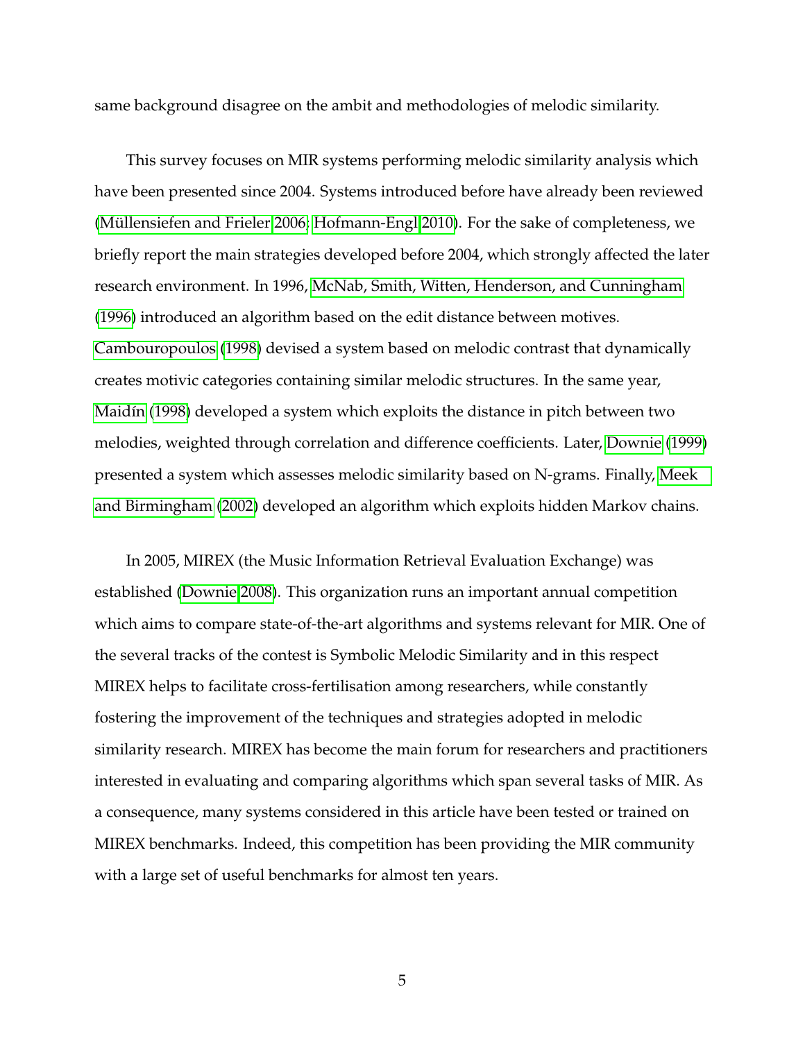same background disagree on the ambit and methodologies of melodic similarity.

This survey focuses on MIR systems performing melodic similarity analysis which have been presented since 2004. Systems introduced before have already been reviewed (Müllensiefen and Frieler 2006; Hofmann-Engl 2010). For the sake of completeness, we briefly report the main strategies developed before 2004, which strongly affected the later research environment. In 1996, McNab, Smith, Witten, Henderson, and Cunningham (1996) introduced an algorithm based on the edit distance between motives. Cambouropoulos (1998) devised a system based on melodic contrast that dynamically creates motivic categories containing similar melodic structures. In the same year, Maidín (1998) developed a system which exploits the distance in pitch between two melodies, weighted through correlation and difference coefficients. Later, Downie (1999) presented a system which assesses melodic similarity based on N-grams. Finally, Meek and Birmingham (2002) developed an algorithm which exploits hidden Markov chains.

In 2005, MIREX (the Music Information Retrieval Evaluation Exchange) was established (Downie 2008). This organization runs an important annual competition which aims to compare state-of-the-art algorithms and systems relevant for MIR. One of the several tracks of the contest is Symbolic Melodic Similarity and in this respect MIREX helps to facilitate cross-fertilisation among researchers, while constantly fostering the improvement of the techniques and strategies adopted in melodic similarity research. MIREX has become the main forum for researchers and practitioners interested in evaluating and comparing algorithms which span several tasks of MIR. As a consequence, many systems considered in this article have been tested or trained on MIREX benchmarks. Indeed, this competition has been providing the MIR community with a large set of useful benchmarks for almost ten years.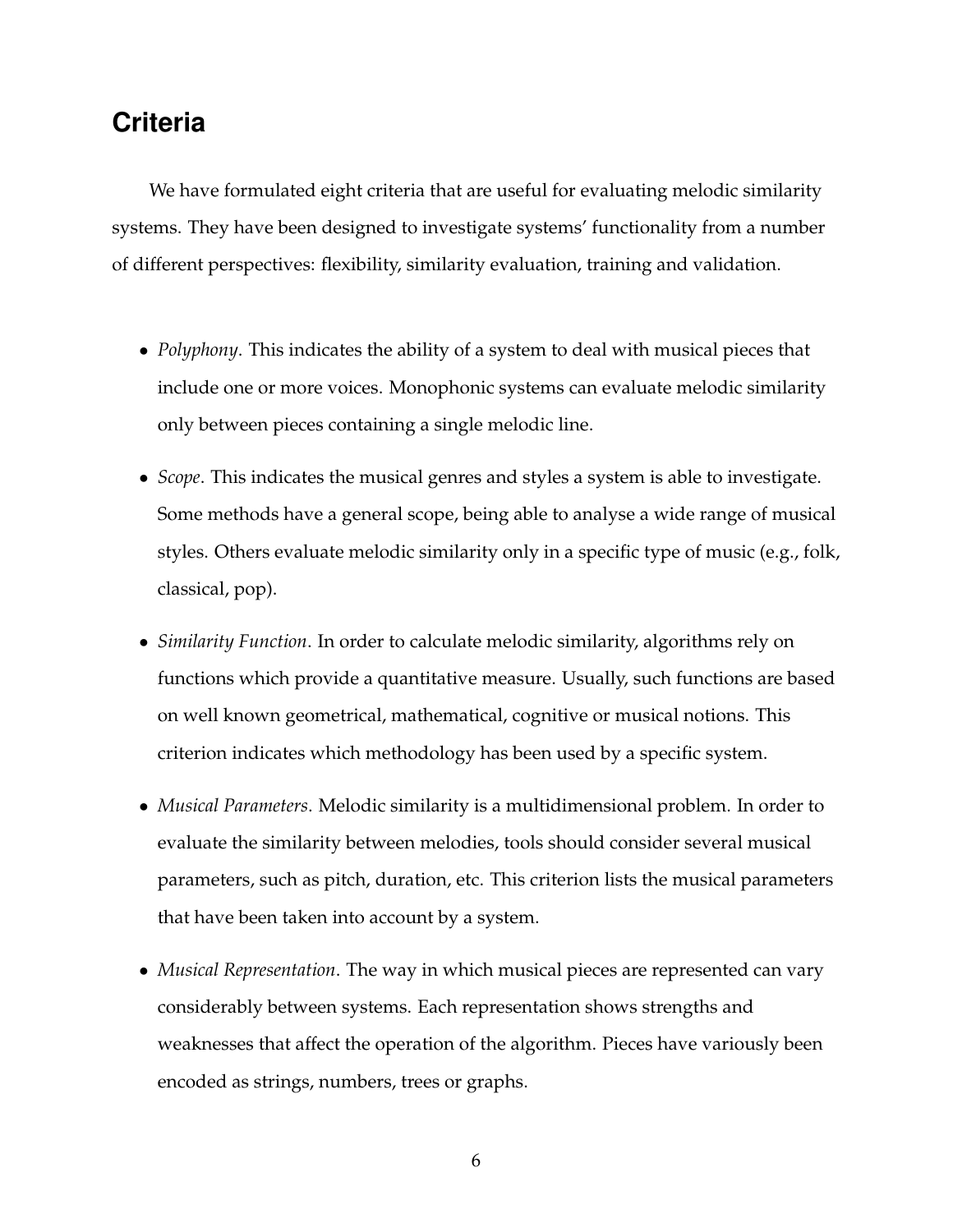## Criteria

We have formulated eight criteria that are useful for evaluating melodic similarity systems. They have been designed to investigate systems' functionality from a number of different perspectives: flexibility, similarity evaluation, training and validation.

- *Polyphony*. This indicates the ability of a system to deal with musical pieces that include one or more voices. Monophonic systems can evaluate melodic similarity only between pieces containing a single melodic line.
- *Scope*. This indicates the musical genres and styles a system is able to investigate. Some methods have a general scope, being able to analyse a wide range of musical styles. Others evaluate melodic similarity only in a specific type of music (e.g., folk, classical, pop).
- *Similarity Function*. In order to calculate melodic similarity, algorithms rely on functions which provide a quantitative measure. Usually, such functions are based on well known geometrical, mathematical, cognitive or musical notions. This criterion indicates which methodology has been used by a specific system.
- *Musical Parameters*. Melodic similarity is a multidimensional problem. In order to evaluate the similarity between melodies, tools should consider several musical parameters, such as pitch, duration, etc. This criterion lists the musical parameters that have been taken into account by a system.
- *Musical Representation*. The way in which musical pieces are represented can vary considerably between systems. Each representation shows strengths and weaknesses that affect the operation of the algorithm. Pieces have variously been encoded as strings, numbers, trees or graphs.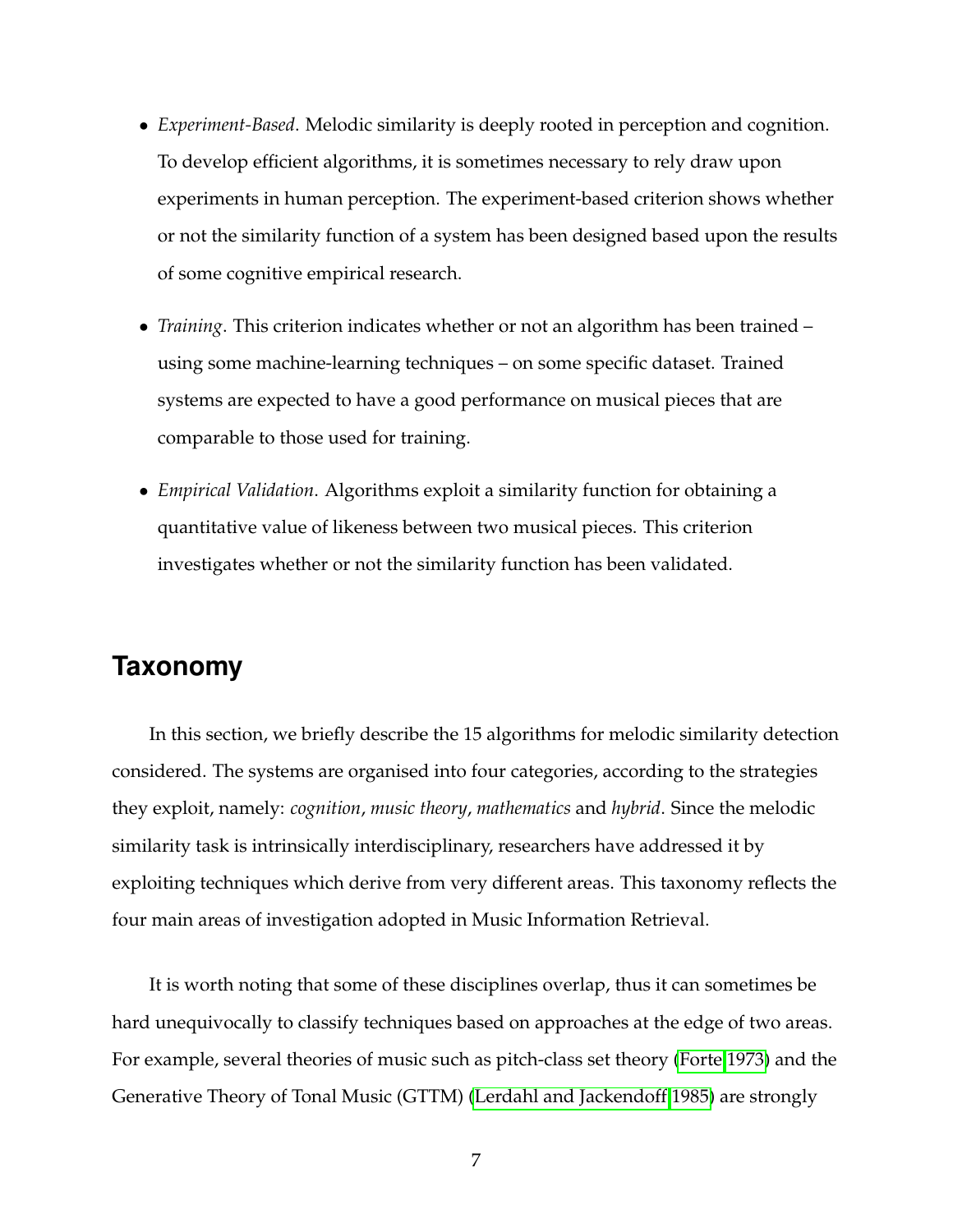- *Experiment-Based*. Melodic similarity is deeply rooted in perception and cognition. To develop efficient algorithms, it is sometimes necessary to rely draw upon experiments in human perception. The experiment-based criterion shows whether or not the similarity function of a system has been designed based upon the results of some cognitive empirical research.

- *Training*. This criterion indicates whether or not an algorithm has been trained – using some machine-learning techniques – on some specific dataset. Trained systems are expected to have a good performance on musical pieces that are comparable to those used for training.

- *Empirical Validation*. Algorithms exploit a similarity function for obtaining a quantitative value of likeness between two musical pieces. This criterion investigates whether or not the similarity function has been validated.

## Taxonomy

In this section, we briefly describe the 15 algorithms for melodic similarity detection considered. The systems are organised into four categories, according to the strategies they exploit, namely: *cognition*, *music theory*, *mathematics* and *hybrid*. Since the melodic similarity task is intrinsically interdisciplinary, researchers have addressed it by exploiting techniques which derive from very different areas. This taxonomy reflects the four main areas of investigation adopted in Music Information Retrieval.

It is worth noting that some of these disciplines overlap, thus it can sometimes be hard unequivocally to classify techniques based on approaches at the edge of two areas. For example, several theories of music such as pitch-class set theory (Forte 1973) and the Generative Theory of Tonal Music (GTTM) (Lerdahl and Jackendoff 1985) are strongly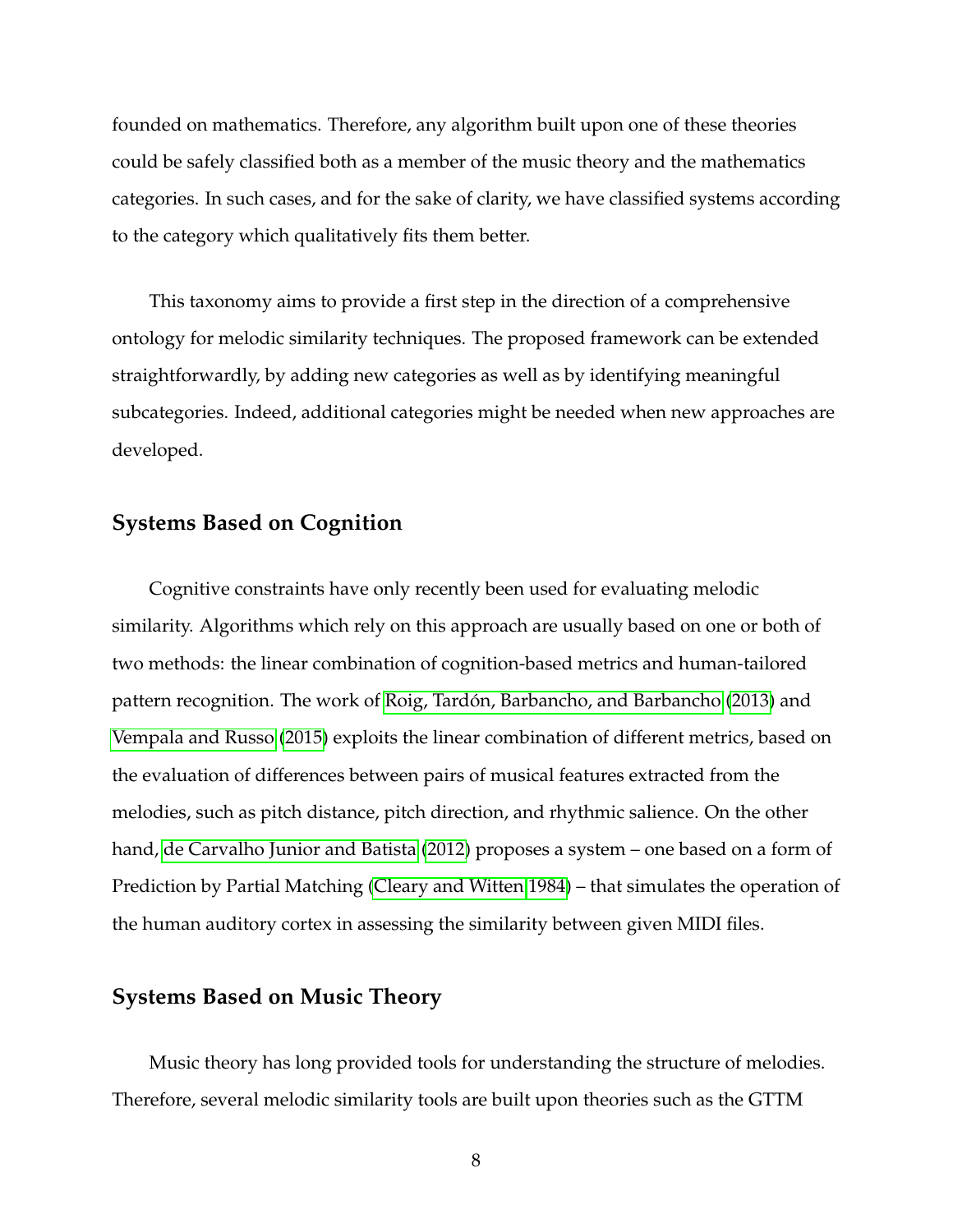founded on mathematics. Therefore, any algorithm built upon one of these theories could be safely classified both as a member of the music theory and the mathematics categories. In such cases, and for the sake of clarity, we have classified systems according to the category which qualitatively fits them better.

This taxonomy aims to provide a first step in the direction of a comprehensive ontology for melodic similarity techniques. The proposed framework can be extended straightforwardly, by adding new categories as well as by identifying meaningful subcategories. Indeed, additional categories might be needed when new approaches are developed.

## Systems Based on Cognition

Cognitive constraints have only recently been used for evaluating melodic similarity. Algorithms which rely on this approach are usually based on one or both of two methods: the linear combination of cognition-based metrics and human-tailored pattern recognition. The work of Roig, Tardón, Barbancho, and Barbancho (2013) and Vempala and Russo (2015) exploits the linear combination of different metrics, based on the evaluation of differences between pairs of musical features extracted from the melodies, such as pitch distance, pitch direction, and rhythmic salience. On the other hand, de Carvalho Junior and Batista (2012) proposes a system – one based on a form of Prediction by Partial Matching (Cleary and Witten 1984) – that simulates the operation of the human auditory cortex in assessing the similarity between given MIDI files.

## Systems Based on Music Theory

Music theory has long provided tools for understanding the structure of melodies. Therefore, several melodic similarity tools are built upon theories such as the GTTM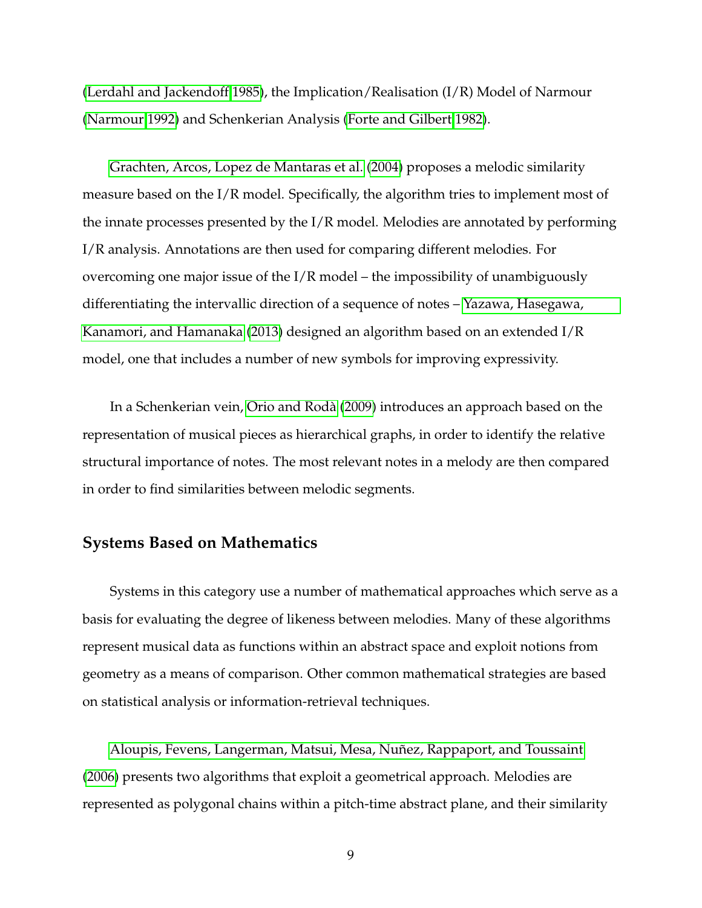(Lerdahl and Jackendoff 1985), the Implication/Realisation (I/R) Model of Narmour (Narmour 1992) and Schenkerian Analysis (Forte and Gilbert 1982).

Grachten, Arcos, Lopez de Mantaras et al. (2004) proposes a melodic similarity measure based on the I/R model. Specifically, the algorithm tries to implement most of the innate processes presented by the I/R model. Melodies are annotated by performing I/R analysis. Annotations are then used for comparing different melodies. For overcoming one major issue of the I/R model – the impossibility of unambiguously differentiating the intervallic direction of a sequence of notes – Yazawa, Hasegawa, Kanamori, and Hamanaka (2013) designed an algorithm based on an extended I/R model, one that includes a number of new symbols for improving expressivity.

In a Schenkerian vein, Orio and Rodà (2009) introduces an approach based on the representation of musical pieces as hierarchical graphs, in order to identify the relative structural importance of notes. The most relevant notes in a melody are then compared in order to find similarities between melodic segments.

## Systems Based on Mathematics

Systems in this category use a number of mathematical approaches which serve as a basis for evaluating the degree of likeness between melodies. Many of these algorithms represent musical data as functions within an abstract space and exploit notions from geometry as a means of comparison. Other common mathematical strategies are based on statistical analysis or information-retrieval techniques.

Aloupis, Fevens, Langerman, Matsui, Mesa, Nuñez, Rappaport, and Toussaint (2006) presents two algorithms that exploit a geometrical approach. Melodies are represented as polygonal chains within a pitch-time abstract plane, and their similarity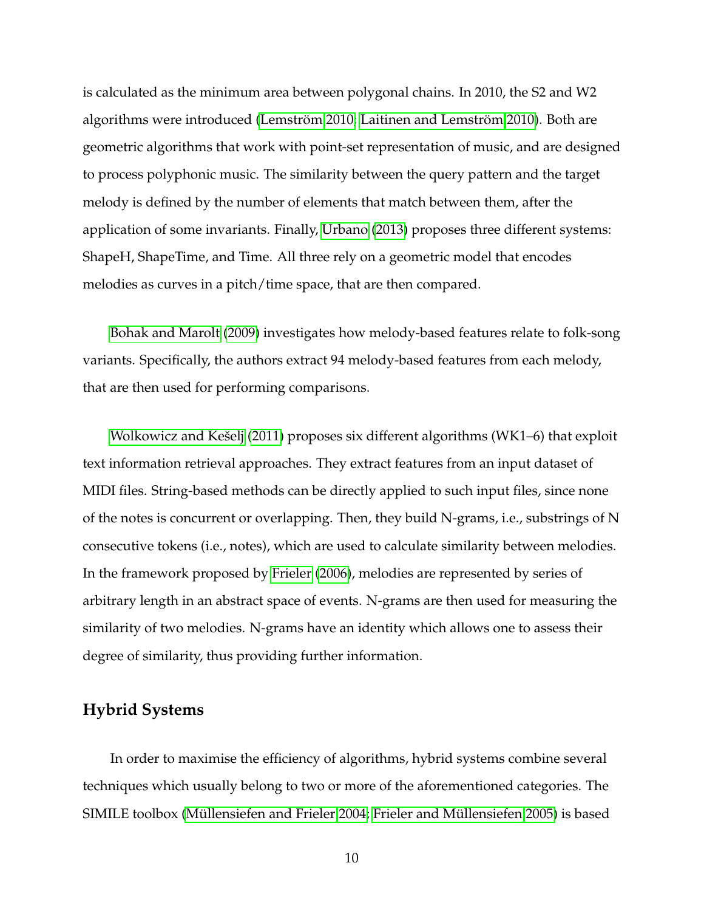is calculated as the minimum area between polygonal chains. In 2010, the S2 and W2 algorithms were introduced (Lemström 2010; Laitinen and Lemström 2010). Both are geometric algorithms that work with point-set representation of music, and are designed to process polyphonic music. The similarity between the query pattern and the target melody is defined by the number of elements that match between them, after the application of some invariants. Finally, Urbano (2013) proposes three different systems: ShapeH, ShapeTime, and Time. All three rely on a geometric model that encodes melodies as curves in a pitch/time space, that are then compared.

Bohak and Marolt (2009) investigates how melody-based features relate to folk-song variants. Specifically, the authors extract 94 melody-based features from each melody, that are then used for performing comparisons.

Wolkowicz and Kešelj (2011) proposes six different algorithms (WK1–6) that exploit text information retrieval approaches. They extract features from an input dataset of MIDI files. String-based methods can be directly applied to such input files, since none of the notes is concurrent or overlapping. Then, they build N-grams, i.e., substrings of N consecutive tokens (i.e., notes), which are used to calculate similarity between melodies. In the framework proposed by Frieler (2006), melodies are represented by series of arbitrary length in an abstract space of events. N-grams are then used for measuring the similarity of two melodies. N-grams have an identity which allows one to assess their degree of similarity, thus providing further information.

## Hybrid Systems

In order to maximise the efficiency of algorithms, hybrid systems combine several techniques which usually belong to two or more of the aforementioned categories. The SIMILE toolbox (Müllensiefen and Frieler 2004; Frieler and Müllensiefen 2005) is based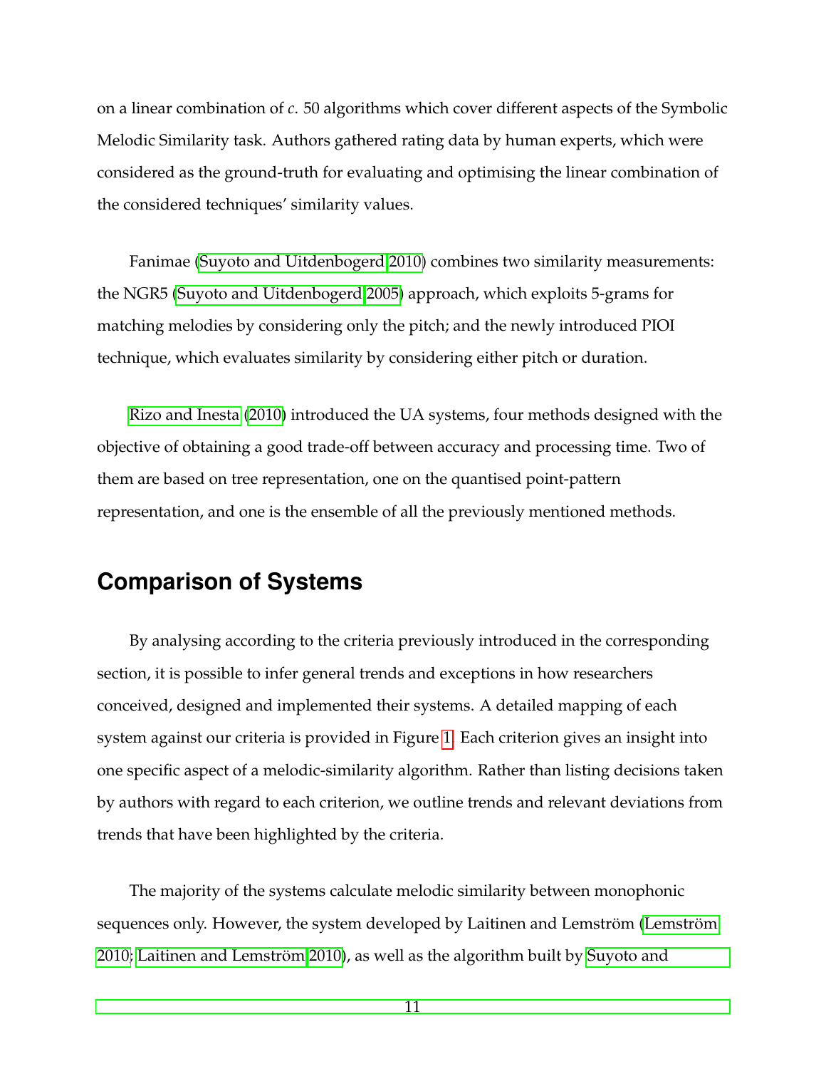on a linear combination of *c*. 50 algorithms which cover different aspects of the Symbolic Melodic Similarity task. Authors gathered rating data by human experts, which were considered as the ground-truth for evaluating and optimising the linear combination of the considered techniques' similarity values.

Fanimae (Suyoto and Uitdenbogerd 2010) combines two similarity measurements: the NGR5 (Suyoto and Uitdenbogerd 2005) approach, which exploits 5-grams for matching melodies by considering only the pitch; and the newly introduced PIOI technique, which evaluates similarity by considering either pitch or duration.

Rizo and Inesta (2010) introduced the UA systems, four methods designed with the objective of obtaining a good trade-off between accuracy and processing time. Two of them are based on tree representation, one on the quantised point-pattern representation, and one is the ensemble of all the previously mentioned methods.

## Comparison of Systems

By analysing according to the criteria previously introduced in the corresponding section, it is possible to infer general trends and exceptions in how researchers conceived, designed and implemented their systems. A detailed mapping of each system against our criteria is provided in Figure 1. Each criterion gives an insight into one specific aspect of a melodic-similarity algorithm. Rather than listing decisions taken by authors with regard to each criterion, we outline trends and relevant deviations from trends that have been highlighted by the criteria.

The majority of the systems calculate melodic similarity between monophonic sequences only. However, the system developed by Laitinen and Lemström (Lemström 2010; Laitinen and Lemström 2010), as well as the algorithm built by Suyoto and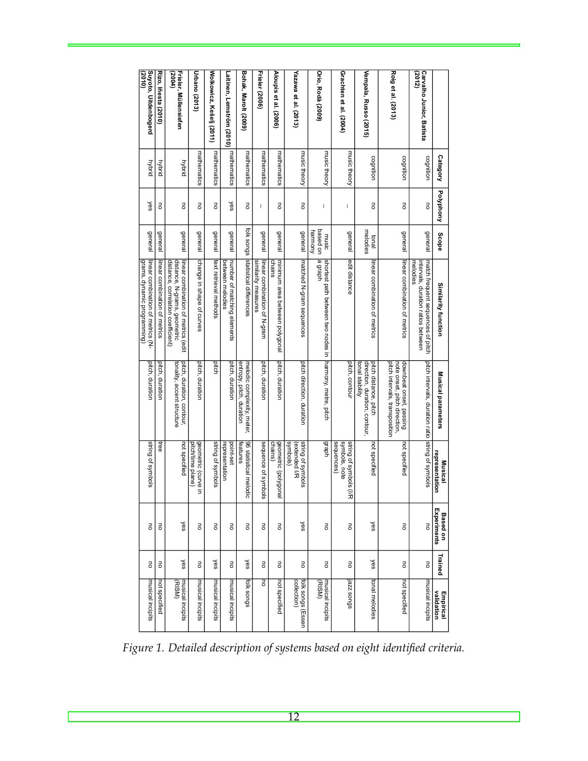| | Category | Polyphony | Scope | Similarity function | Musical parameters | Musical representation | Based on Experiments | Trained | Empirical validation |
|---|---|---|---|---|---|---|---|---|---|
| **Carvalho Junior, Batista (2012)** | cognition | no | general | match frequent sequences of pitch intervals, duration ratios between melodies | pitch intervals, duration ratio | string of symbols | no | no | musical incipits |
| **Roig et al. (2013)** | cognition | no | general | linear combination of metrics | downbeat onset, passing note onset, pitch direction, pitch intervals, transposition | not specified | no | no | not specified |
| **Vempala, Russo (2015)** | cognition | no | tonal melodies | linear combination of metrics | pitch distance, pitch direction, duration, contour, tonal stability | not specified | yes | yes | tonal melodies |
| **Grachten et al. (2004)** | music theory | – | general | edit distance | pitch, contour | string of symbols (I/R symbols, note sequences) | no | no | jazz songs |
| **Orio, Rodà (2009)** | music theory | – | music based on harmony | shortest path between two nodes in a graph | harmony, metre, pitch | graph | no | no | musical incipits (RISM) |
| **Yazawa et al. (2013)** | music theory | no | general | matched N-gram sequences | pitch direction, duration | string of symbols (extended I/R symbols) | yes | no | folk songs (Essen collection) |
| **Aloupis et al. (2006)** | mathematics | no | general | minimum area between polygonal chains | pitch, duration | geometric (polygonal chains) | no | no | not specified |
| **Frieler (2006)** | mathematics | – | general | linear combination of N-gram similarity measures | pitch, duration | sequence of symbols | no | no | no |
| **Bohak, Marolt (2009)** | mathematics | no | folk songs | statistical differences | melodic complexity, meter, entropy, pitch, duration | 96 statistical melodic features | no | yes | folk songs |
| **Laitinen, Lemström (2010)** | mathematics | yes | general | number of matching elements between melodies | pitch, duration | point-set representation | no | no | musical incipits |
| **Wolkowicz, Kešelj (2011)** | mathematics | no | general | text retrieval methods | pitch | string of symbols | no | yes | musical incipits |
| **Urbano (2013)** | mathematics | no | general | change in shape of curves | pitch, duration | geometric (curve in pitch/time plane) | no | no | musical incipits |
| **Frieler, Müllensiefen (2004)** | hybrid | no | general | linear combination of metrics (edit distance, N-grams, geometric distance, correlation coefficient) | pitch, duration, contour, tonality, accent structure | not specified | yes | yes | musical incipits (RISM) |
| **Rizo, Iñesta (2010)** | hybrid | no | general | linear combination of metrics | pitch, duration | tree | no | no | not specified |
| **Suyoto, Uitdenbogerd (2010)** | hybrid | yes | general | linear combination of metrics (N-grams, dynamic programming) | pitch, duration | string of symbols | no | no | musical incipits |

*Figure 1. Detailed description of systems based on eight identified criteria.*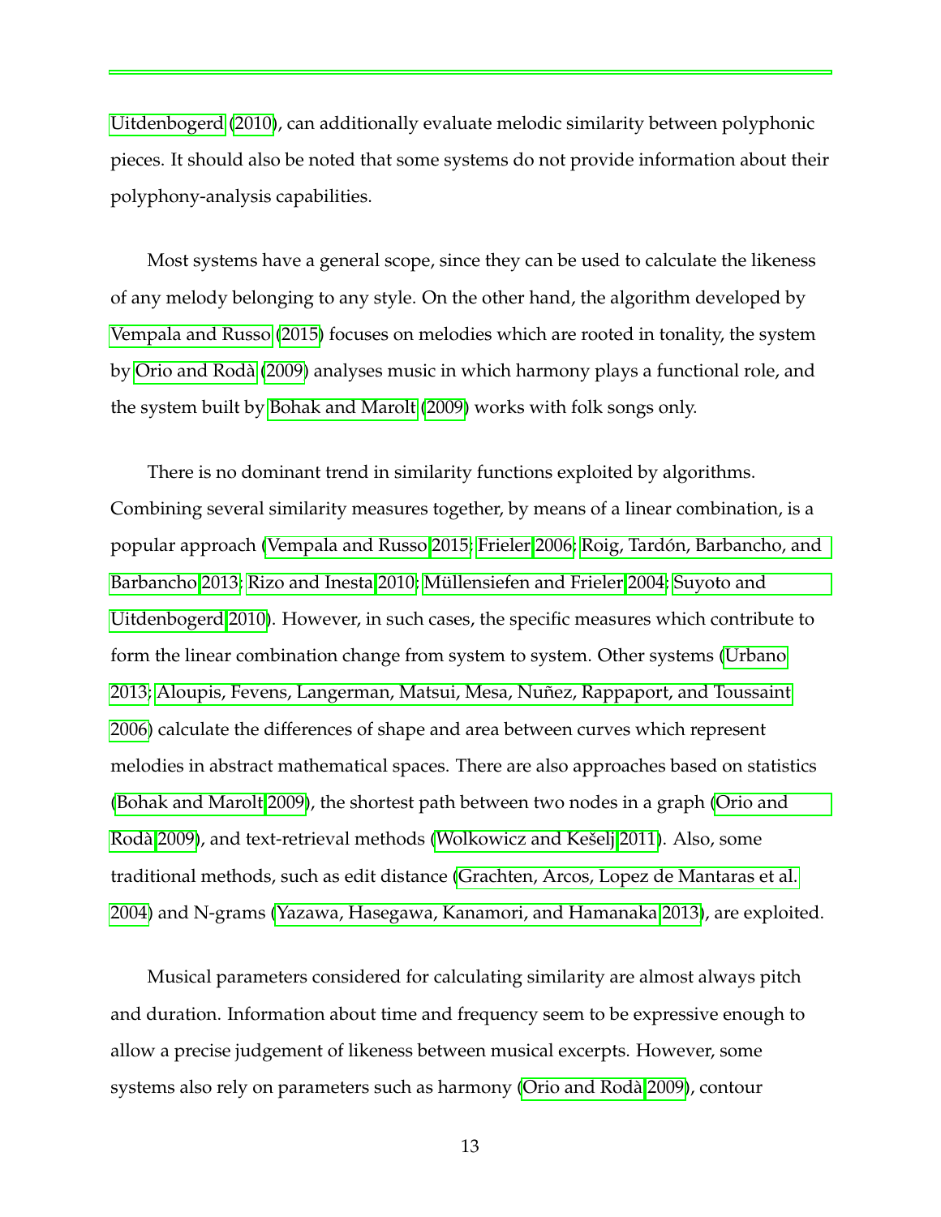Uitdenbogerd (2010), can additionally evaluate melodic similarity between polyphonic pieces. It should also be noted that some systems do not provide information about their polyphony-analysis capabilities.

Most systems have a general scope, since they can be used to calculate the likeness of any melody belonging to any style. On the other hand, the algorithm developed by Vempala and Russo (2015) focuses on melodies which are rooted in tonality, the system by Orio and Rodà (2009) analyses music in which harmony plays a functional role, and the system built by Bohak and Marolt (2009) works with folk songs only.

There is no dominant trend in similarity functions exploited by algorithms. Combining several similarity measures together, by means of a linear combination, is a popular approach (Vempala and Russo 2015; Frieler 2006; Roig, Tardón, Barbancho, and Barbancho 2013; Rizo and Inesta 2010; Müllensiefen and Frieler 2004; Suyoto and Uitdenbogerd 2010). However, in such cases, the specific measures which contribute to form the linear combination change from system to system. Other systems (Urbano 2013; Aloupis, Fevens, Langerman, Matsui, Mesa, Nuñez, Rappaport, and Toussaint 2006) calculate the differences of shape and area between curves which represent melodies in abstract mathematical spaces. There are also approaches based on statistics (Bohak and Marolt 2009), the shortest path between two nodes in a graph (Orio and Rodà 2009), and text-retrieval methods (Wolkowicz and Kešelj 2011). Also, some traditional methods, such as edit distance (Grachten, Arcos, Lopez de Mantaras et al. 2004) and N-grams (Yazawa, Hasegawa, Kanamori, and Hamanaka 2013), are exploited.

Musical parameters considered for calculating similarity are almost always pitch and duration. Information about time and frequency seem to be expressive enough to allow a precise judgement of likeness between musical excerpts. However, some systems also rely on parameters such as harmony (Orio and Rodà 2009), contour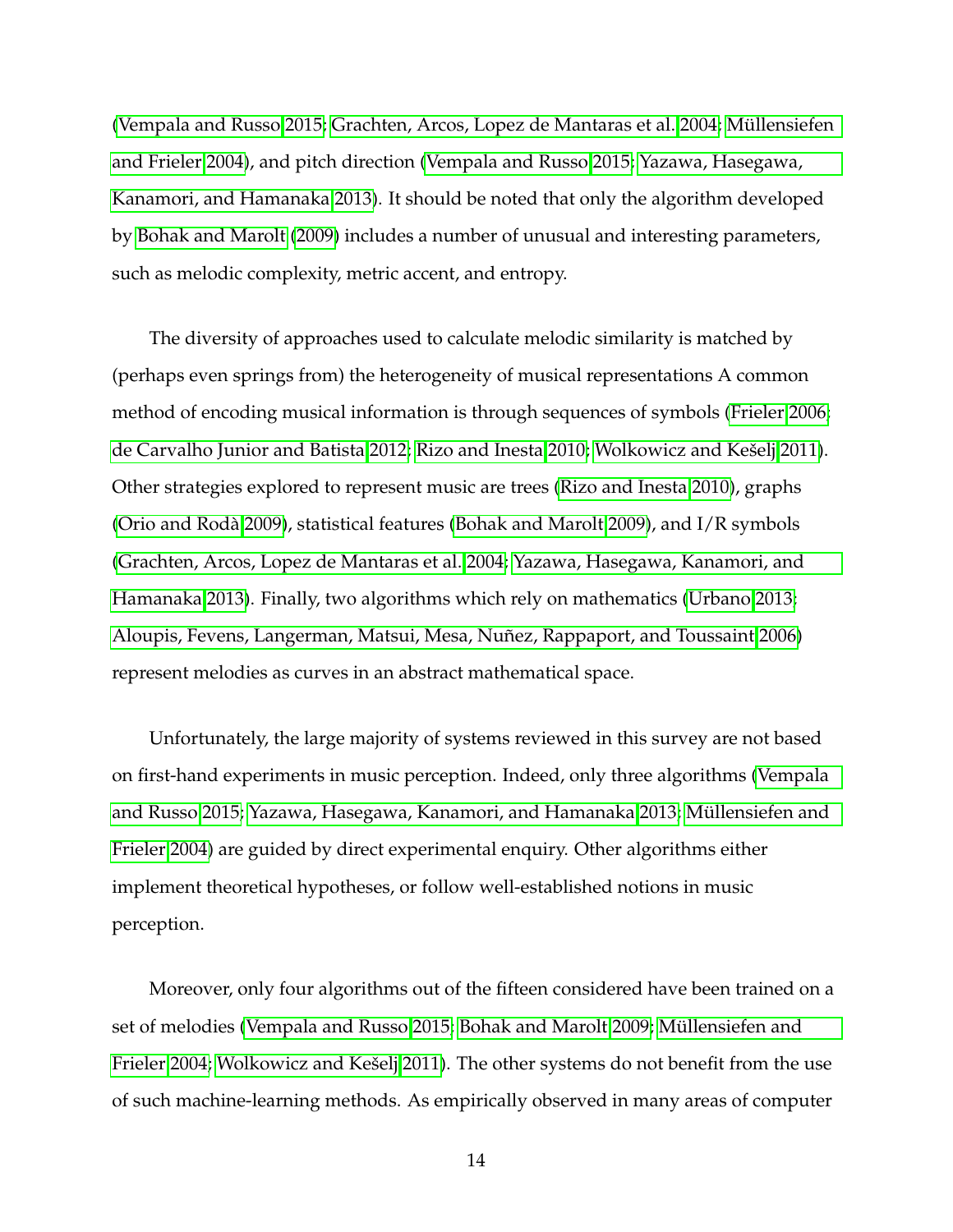(Vempala and Russo 2015; Grachten, Arcos, Lopez de Mantaras et al. 2004; Müllensiefen and Frieler 2004), and pitch direction (Vempala and Russo 2015; Yazawa, Hasegawa, Kanamori, and Hamanaka 2013). It should be noted that only the algorithm developed by Bohak and Marolt (2009) includes a number of unusual and interesting parameters, such as melodic complexity, metric accent, and entropy.

The diversity of approaches used to calculate melodic similarity is matched by (perhaps even springs from) the heterogeneity of musical representations A common method of encoding musical information is through sequences of symbols (Frieler 2006; de Carvalho Junior and Batista 2012; Rizo and Inesta 2010; Wolkowicz and Kešelj 2011). Other strategies explored to represent music are trees (Rizo and Inesta 2010), graphs (Orio and Rodà 2009), statistical features (Bohak and Marolt 2009), and I/R symbols (Grachten, Arcos, Lopez de Mantaras et al. 2004; Yazawa, Hasegawa, Kanamori, and Hamanaka 2013). Finally, two algorithms which rely on mathematics (Urbano 2013; Aloupis, Fevens, Langerman, Matsui, Mesa, Nuñez, Rappaport, and Toussaint 2006) represent melodies as curves in an abstract mathematical space.

Unfortunately, the large majority of systems reviewed in this survey are not based on first-hand experiments in music perception. Indeed, only three algorithms (Vempala and Russo 2015; Yazawa, Hasegawa, Kanamori, and Hamanaka 2013; Müllensiefen and Frieler 2004) are guided by direct experimental enquiry. Other algorithms either implement theoretical hypotheses, or follow well-established notions in music perception.

Moreover, only four algorithms out of the fifteen considered have been trained on a set of melodies (Vempala and Russo 2015; Bohak and Marolt 2009; Müllensiefen and Frieler 2004; Wolkowicz and Kešelj 2011). The other systems do not benefit from the use of such machine-learning methods. As empirically observed in many areas of computer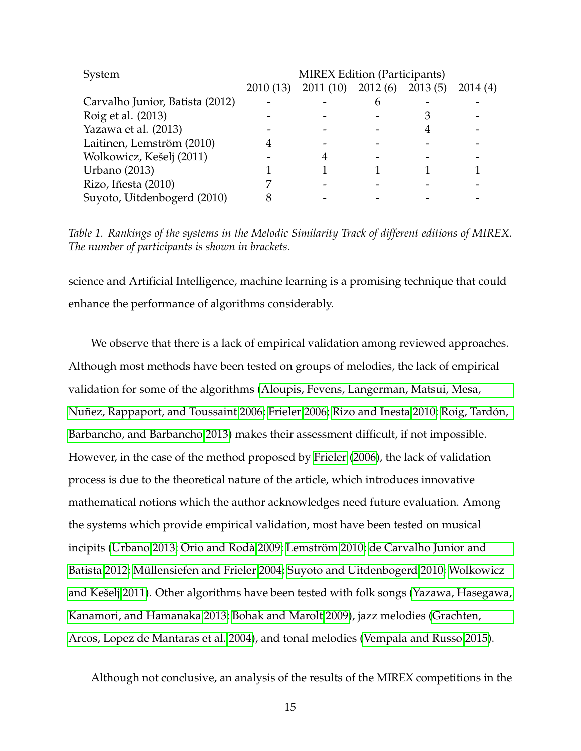| System | MIREX Edition (Participants) | | | | |
|---|---|---|---|---|---|
| | 2010 (13) | 2011 (10) | 2012 (6) | 2013 (5) | 2014 (4) |
| Carvalho Junior, Batista (2012) | - | - | 6 | - | - |
| Roig et al. (2013) | - | - | - | 3 | - |
| Yazawa et al. (2013) | - | - | - | 4 | - |
| Laitinen, Lemström (2010) | 4 | - | - | - | - |
| Wolkowicz, Kešelj (2011) | - | 4 | - | - | - |
| Urbano (2013) | 1 | 1 | 1 | 1 | 1 |
| Rizo, Iñesta (2010) | 7 | - | - | - | - |
| Suyoto, Uitdenbogerd (2010) | 8 | - | - | - | - |

*Table 1. Rankings of the systems in the Melodic Similarity Track of different editions of MIREX. The number of participants is shown in brackets.*

science and Artificial Intelligence, machine learning is a promising technique that could enhance the performance of algorithms considerably.

We observe that there is a lack of empirical validation among reviewed approaches. Although most methods have been tested on groups of melodies, the lack of empirical validation for some of the algorithms (Aloupis, Fevens, Langerman, Matsui, Mesa, Nuñez, Rappaport, and Toussaint 2006; Frieler 2006; Rizo and Inesta 2010; Roig, Tardón, Barbancho, and Barbancho 2013) makes their assessment difficult, if not impossible. However, in the case of the method proposed by Frieler (2006), the lack of validation process is due to the theoretical nature of the article, which introduces innovative mathematical notions which the author acknowledges need future evaluation. Among the systems which provide empirical validation, most have been tested on musical incipits (Urbano 2013; Orio and Rodà 2009; Lemström 2010; de Carvalho Junior and Batista 2012; Müllensiefen and Frieler 2004; Suyoto and Uitdenbogerd 2010; Wolkowicz and Kešelj 2011). Other algorithms have been tested with folk songs (Yazawa, Hasegawa, Kanamori, and Hamanaka 2013; Bohak and Marolt 2009), jazz melodies (Grachten, Arcos, Lopez de Mantaras et al. 2004), and tonal melodies (Vempala and Russo 2015).

Although not conclusive, an analysis of the results of the MIREX competitions in the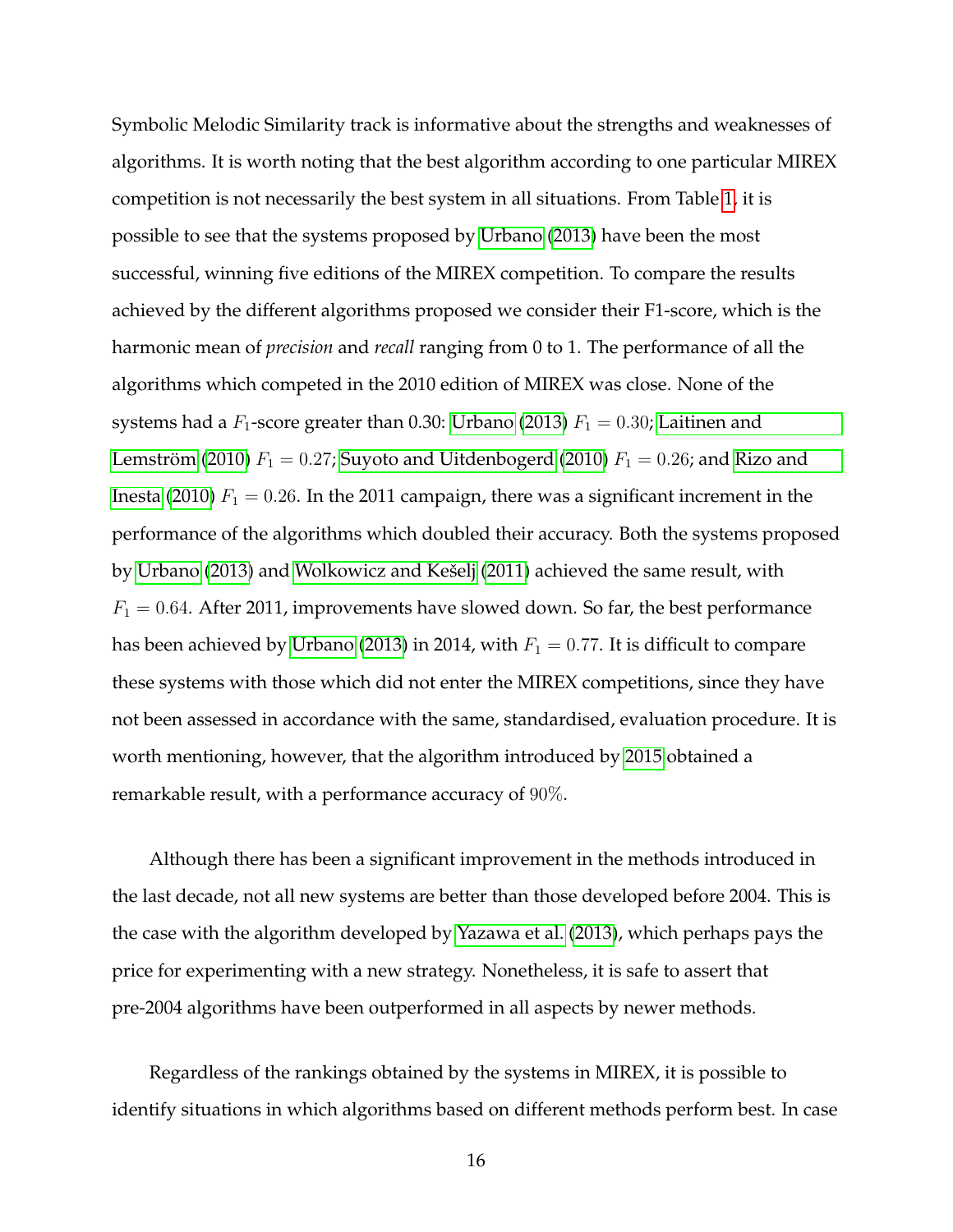Symbolic Melodic Similarity track is informative about the strengths and weaknesses of algorithms. It is worth noting that the best algorithm according to one particular MIREX competition is not necessarily the best system in all situations. From Table 1, it is possible to see that the systems proposed by Urbano (2013) have been the most successful, winning five editions of the MIREX competition. To compare the results achieved by the different algorithms proposed we consider their F1-score, which is the harmonic mean of *precision* and *recall* ranging from 0 to 1. The performance of all the algorithms which competed in the 2010 edition of MIREX was close. None of the systems had a $F_1$-score greater than 0.30: Urbano (2013) $F_1 = 0.30$; Laitinen and Lemström (2010) $F_1 = 0.27$; Suyoto and Uitdenbogerd (2010) $F_1 = 0.26$; and Rizo and Inesta (2010) $F_1 = 0.26$. In the 2011 campaign, there was a significant increment in the performance of the algorithms which doubled their accuracy. Both the systems proposed by Urbano (2013) and Wolkowicz and Kešelj (2011) achieved the same result, with $F_1 = 0.64$. After 2011, improvements have slowed down. So far, the best performance has been achieved by Urbano (2013) in 2014, with $F_1 = 0.77$. It is difficult to compare these systems with those which did not enter the MIREX competitions, since they have not been assessed in accordance with the same, standardised, evaluation procedure. It is worth mentioning, however, that the algorithm introduced by 2015 obtained a remarkable result, with a performance accuracy of $90\%$.

Although there has been a significant improvement in the methods introduced in the last decade, not all new systems are better than those developed before 2004. This is the case with the algorithm developed by Yazawa et al. (2013), which perhaps pays the price for experimenting with a new strategy. Nonetheless, it is safe to assert that pre-2004 algorithms have been outperformed in all aspects by newer methods.

Regardless of the rankings obtained by the systems in MIREX, it is possible to identify situations in which algorithms based on different methods perform best. In case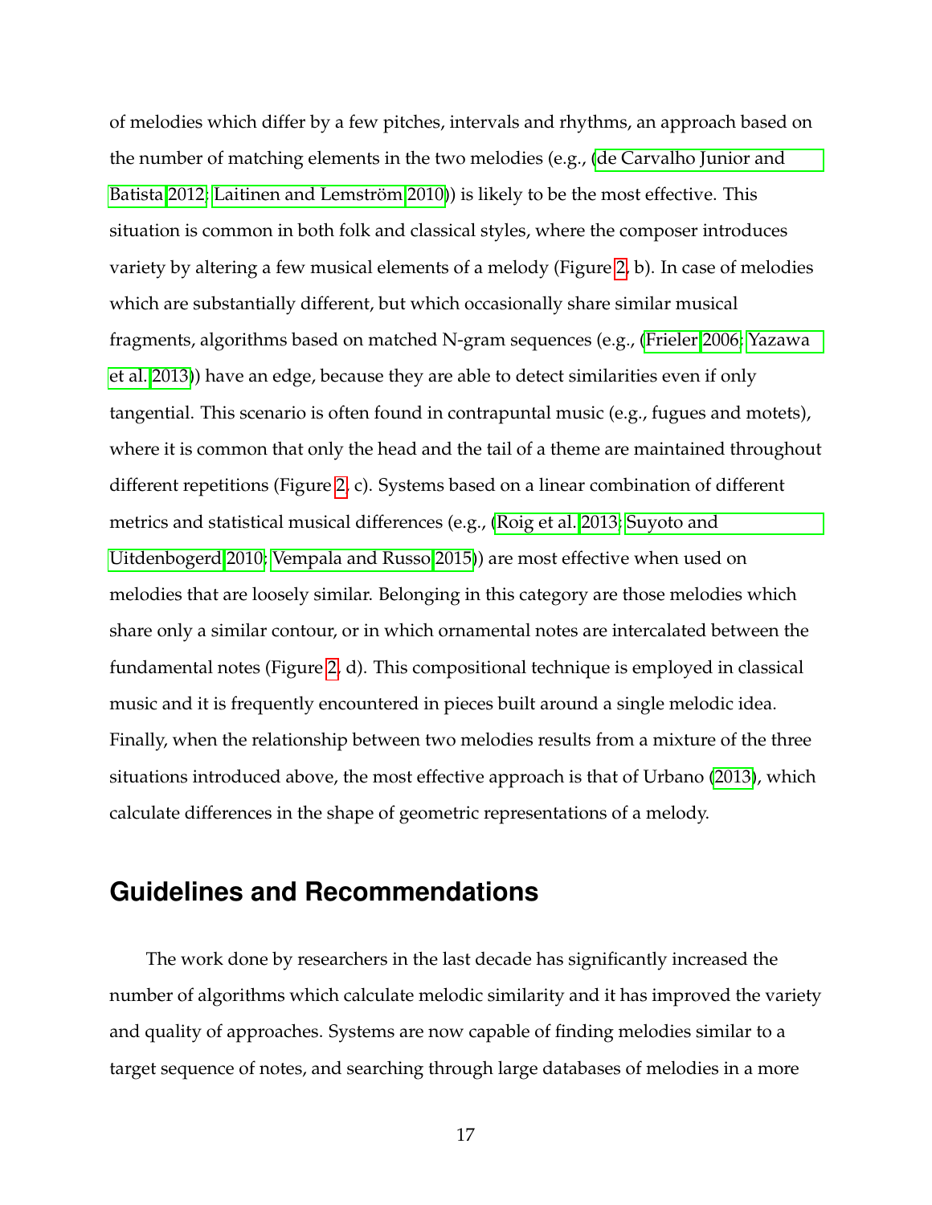of melodies which differ by a few pitches, intervals and rhythms, an approach based on the number of matching elements in the two melodies (e.g., (de Carvalho Junior and Batista 2012; Laitinen and Lemström 2010)) is likely to be the most effective. This situation is common in both folk and classical styles, where the composer introduces variety by altering a few musical elements of a melody (Figure 2, b). In case of melodies which are substantially different, but which occasionally share similar musical fragments, algorithms based on matched N-gram sequences (e.g., (Frieler 2006; Yazawa et al. 2013)) have an edge, because they are able to detect similarities even if only tangential. This scenario is often found in contrapuntal music (e.g., fugues and motets), where it is common that only the head and the tail of a theme are maintained throughout different repetitions (Figure 2, c). Systems based on a linear combination of different metrics and statistical musical differences (e.g., (Roig et al. 2013; Suyoto and Uitdenbogerd 2010; Vempala and Russo 2015)) are most effective when used on melodies that are loosely similar. Belonging in this category are those melodies which share only a similar contour, or in which ornamental notes are intercalated between the fundamental notes (Figure 2, d). This compositional technique is employed in classical music and it is frequently encountered in pieces built around a single melodic idea. Finally, when the relationship between two melodies results from a mixture of the three situations introduced above, the most effective approach is that of Urbano (2013), which calculate differences in the shape of geometric representations of a melody.

## Guidelines and Recommendations

The work done by researchers in the last decade has significantly increased the number of algorithms which calculate melodic similarity and it has improved the variety and quality of approaches. Systems are now capable of finding melodies similar to a target sequence of notes, and searching through large databases of melodies in a more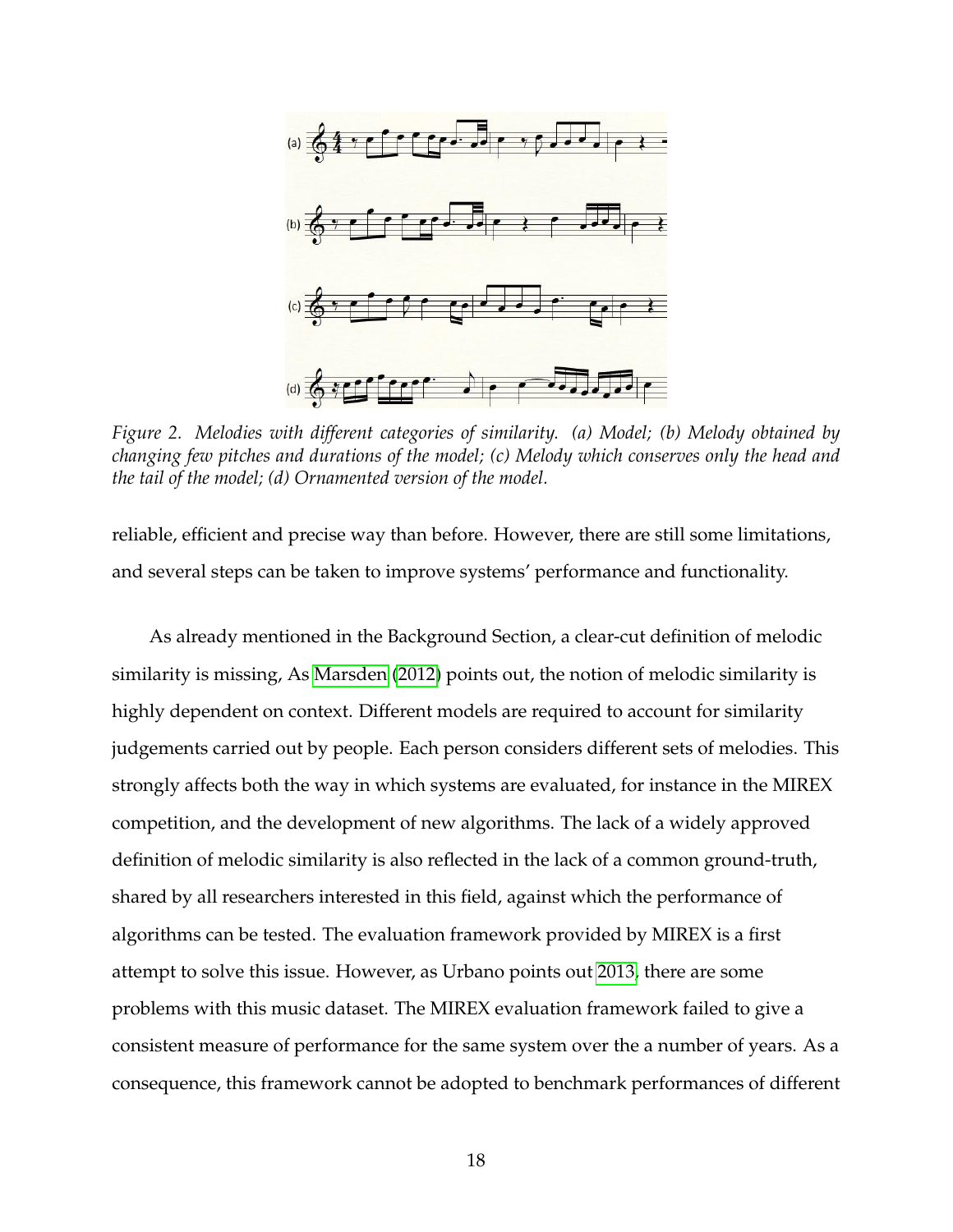*Figure 2. Melodies with different categories of similarity. (a) Model; (b) Melody obtained by changing few pitches and durations of the model; (c) Melody which conserves only the head and the tail of the model; (d) Ornamented version of the model.*

reliable, efficient and precise way than before. However, there are still some limitations, and several steps can be taken to improve systems' performance and functionality.

As already mentioned in the Background Section, a clear-cut definition of melodic similarity is missing, As Marsden (2012) points out, the notion of melodic similarity is highly dependent on context. Different models are required to account for similarity judgements carried out by people. Each person considers different sets of melodies. This strongly affects both the way in which systems are evaluated, for instance in the MIREX competition, and the development of new algorithms. The lack of a widely approved definition of melodic similarity is also reflected in the lack of a common ground-truth, shared by all researchers interested in this field, against which the performance of algorithms can be tested. The evaluation framework provided by MIREX is a first attempt to solve this issue. However, as Urbano points out 2013, there are some problems with this music dataset. The MIREX evaluation framework failed to give a consistent measure of performance for the same system over the a number of years. As a consequence, this framework cannot be adopted to benchmark performances of different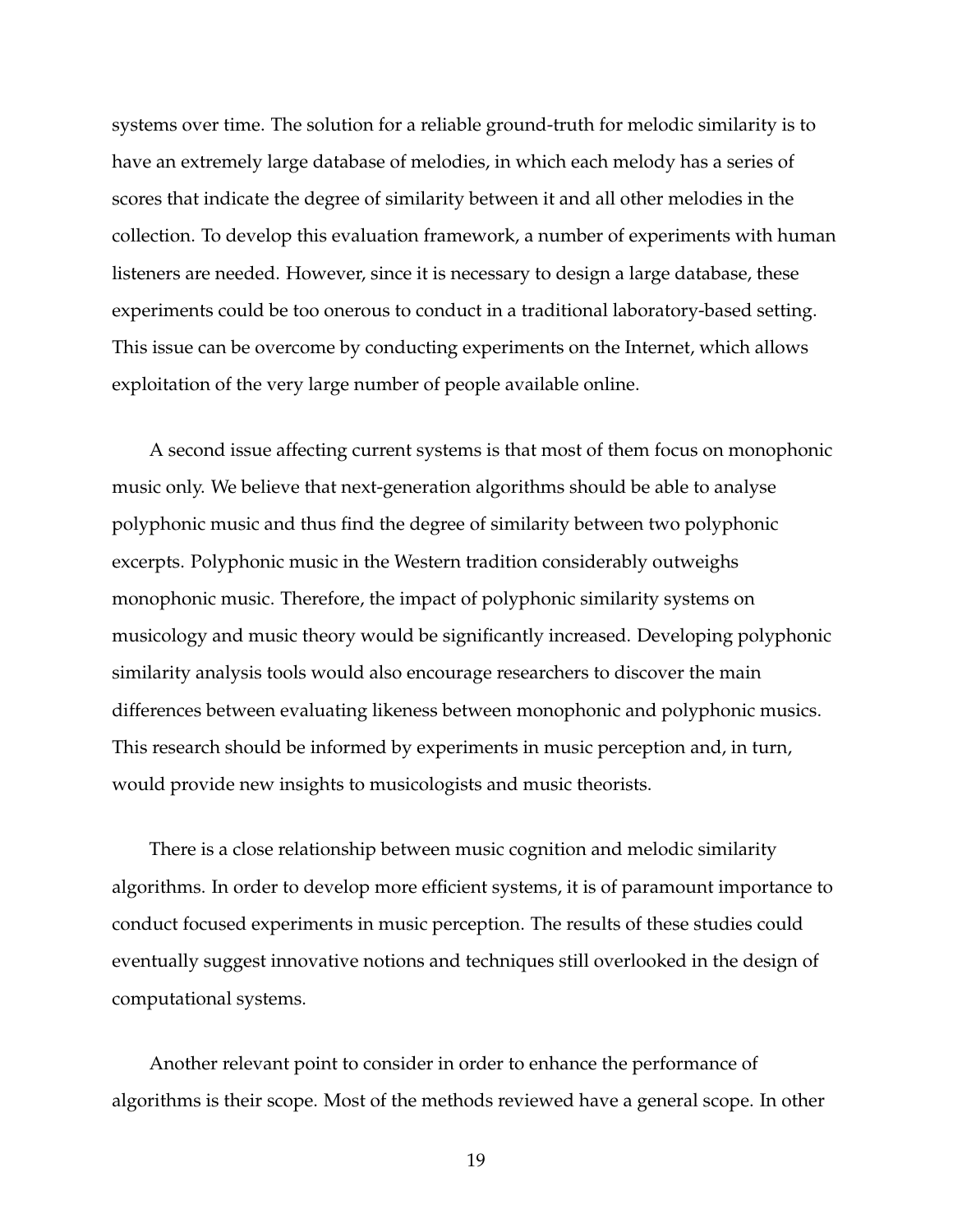systems over time. The solution for a reliable ground-truth for melodic similarity is to have an extremely large database of melodies, in which each melody has a series of scores that indicate the degree of similarity between it and all other melodies in the collection. To develop this evaluation framework, a number of experiments with human listeners are needed. However, since it is necessary to design a large database, these experiments could be too onerous to conduct in a traditional laboratory-based setting. This issue can be overcome by conducting experiments on the Internet, which allows exploitation of the very large number of people available online.

A second issue affecting current systems is that most of them focus on monophonic music only. We believe that next-generation algorithms should be able to analyse polyphonic music and thus find the degree of similarity between two polyphonic excerpts. Polyphonic music in the Western tradition considerably outweighs monophonic music. Therefore, the impact of polyphonic similarity systems on musicology and music theory would be significantly increased. Developing polyphonic similarity analysis tools would also encourage researchers to discover the main differences between evaluating likeness between monophonic and polyphonic musics. This research should be informed by experiments in music perception and, in turn, would provide new insights to musicologists and music theorists.

There is a close relationship between music cognition and melodic similarity algorithms. In order to develop more efficient systems, it is of paramount importance to conduct focused experiments in music perception. The results of these studies could eventually suggest innovative notions and techniques still overlooked in the design of computational systems.

Another relevant point to consider in order to enhance the performance of algorithms is their scope. Most of the methods reviewed have a general scope. In other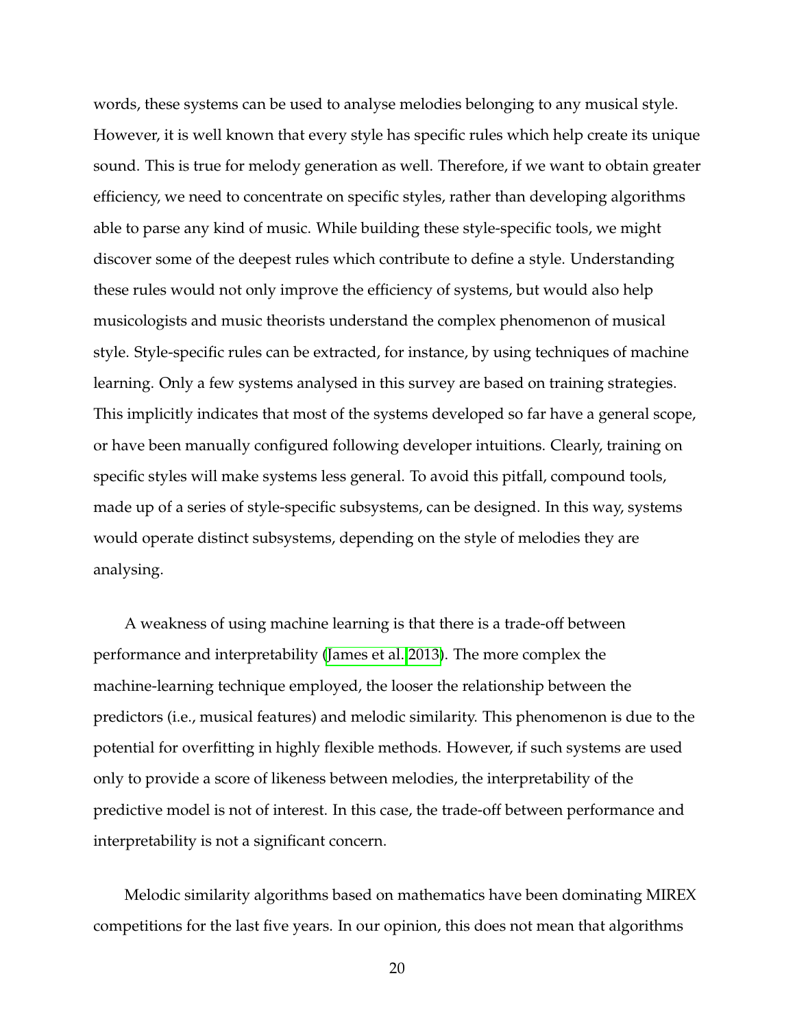words, these systems can be used to analyse melodies belonging to any musical style. However, it is well known that every style has specific rules which help create its unique sound. This is true for melody generation as well. Therefore, if we want to obtain greater efficiency, we need to concentrate on specific styles, rather than developing algorithms able to parse any kind of music. While building these style-specific tools, we might discover some of the deepest rules which contribute to define a style. Understanding these rules would not only improve the efficiency of systems, but would also help musicologists and music theorists understand the complex phenomenon of musical style. Style-specific rules can be extracted, for instance, by using techniques of machine learning. Only a few systems analysed in this survey are based on training strategies. This implicitly indicates that most of the systems developed so far have a general scope, or have been manually configured following developer intuitions. Clearly, training on specific styles will make systems less general. To avoid this pitfall, compound tools, made up of a series of style-specific subsystems, can be designed. In this way, systems would operate distinct subsystems, depending on the style of melodies they are analysing.

A weakness of using machine learning is that there is a trade-off between performance and interpretability (James et al. 2013). The more complex the machine-learning technique employed, the looser the relationship between the predictors (i.e., musical features) and melodic similarity. This phenomenon is due to the potential for overfitting in highly flexible methods. However, if such systems are used only to provide a score of likeness between melodies, the interpretability of the predictive model is not of interest. In this case, the trade-off between performance and interpretability is not a significant concern.

Melodic similarity algorithms based on mathematics have been dominating MIREX competitions for the last five years. In our opinion, this does not mean that algorithms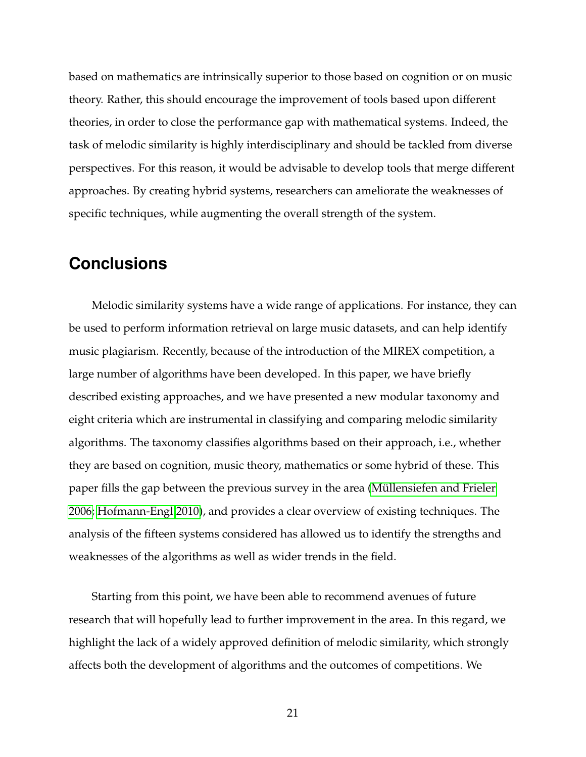based on mathematics are intrinsically superior to those based on cognition or on music theory. Rather, this should encourage the improvement of tools based upon different theories, in order to close the performance gap with mathematical systems. Indeed, the task of melodic similarity is highly interdisciplinary and should be tackled from diverse perspectives. For this reason, it would be advisable to develop tools that merge different approaches. By creating hybrid systems, researchers can ameliorate the weaknesses of specific techniques, while augmenting the overall strength of the system.

## Conclusions

Melodic similarity systems have a wide range of applications. For instance, they can be used to perform information retrieval on large music datasets, and can help identify music plagiarism. Recently, because of the introduction of the MIREX competition, a large number of algorithms have been developed. In this paper, we have briefly described existing approaches, and we have presented a new modular taxonomy and eight criteria which are instrumental in classifying and comparing melodic similarity algorithms. The taxonomy classifies algorithms based on their approach, i.e., whether they are based on cognition, music theory, mathematics or some hybrid of these. This paper fills the gap between the previous survey in the area (Müllensiefen and Frieler 2006; Hofmann-Engl 2010), and provides a clear overview of existing techniques. The analysis of the fifteen systems considered has allowed us to identify the strengths and weaknesses of the algorithms as well as wider trends in the field.

Starting from this point, we have been able to recommend avenues of future research that will hopefully lead to further improvement in the area. In this regard, we highlight the lack of a widely approved definition of melodic similarity, which strongly affects both the development of algorithms and the outcomes of competitions. We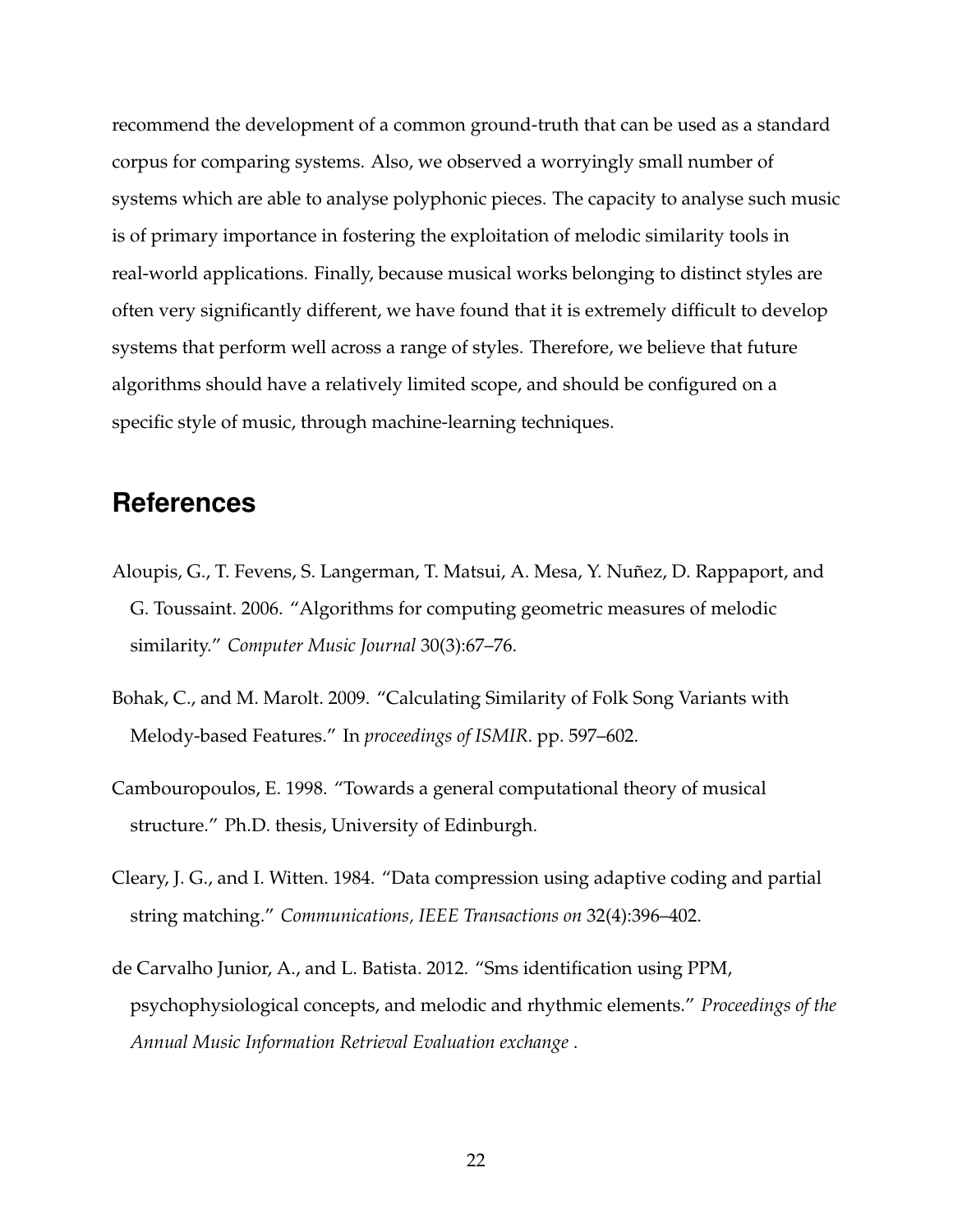recommend the development of a common ground-truth that can be used as a standard corpus for comparing systems. Also, we observed a worryingly small number of systems which are able to analyse polyphonic pieces. The capacity to analyse such music is of primary importance in fostering the exploitation of melodic similarity tools in real-world applications. Finally, because musical works belonging to distinct styles are often very significantly different, we have found that it is extremely difficult to develop systems that perform well across a range of styles. Therefore, we believe that future algorithms should have a relatively limited scope, and should be configured on a specific style of music, through machine-learning techniques.

## References

Aloupis, G., T. Fevens, S. Langerman, T. Matsui, A. Mesa, Y. Nuñez, D. Rappaport, and G. Toussaint. 2006. "Algorithms for computing geometric measures of melodic similarity." *Computer Music Journal* 30(3):67–76.

Bohak, C., and M. Marolt. 2009. "Calculating Similarity of Folk Song Variants with Melody-based Features." In *proceedings of ISMIR*. pp. 597–602.

Cambouropoulos, E. 1998. "Towards a general computational theory of musical structure." Ph.D. thesis, University of Edinburgh.

Cleary, J. G., and I. Witten. 1984. "Data compression using adaptive coding and partial string matching." *Communications, IEEE Transactions on* 32(4):396–402.

de Carvalho Junior, A., and L. Batista. 2012. "Sms identification using PPM, psychophysiological concepts, and melodic and rhythmic elements." *Proceedings of the Annual Music Information Retrieval Evaluation exchange* .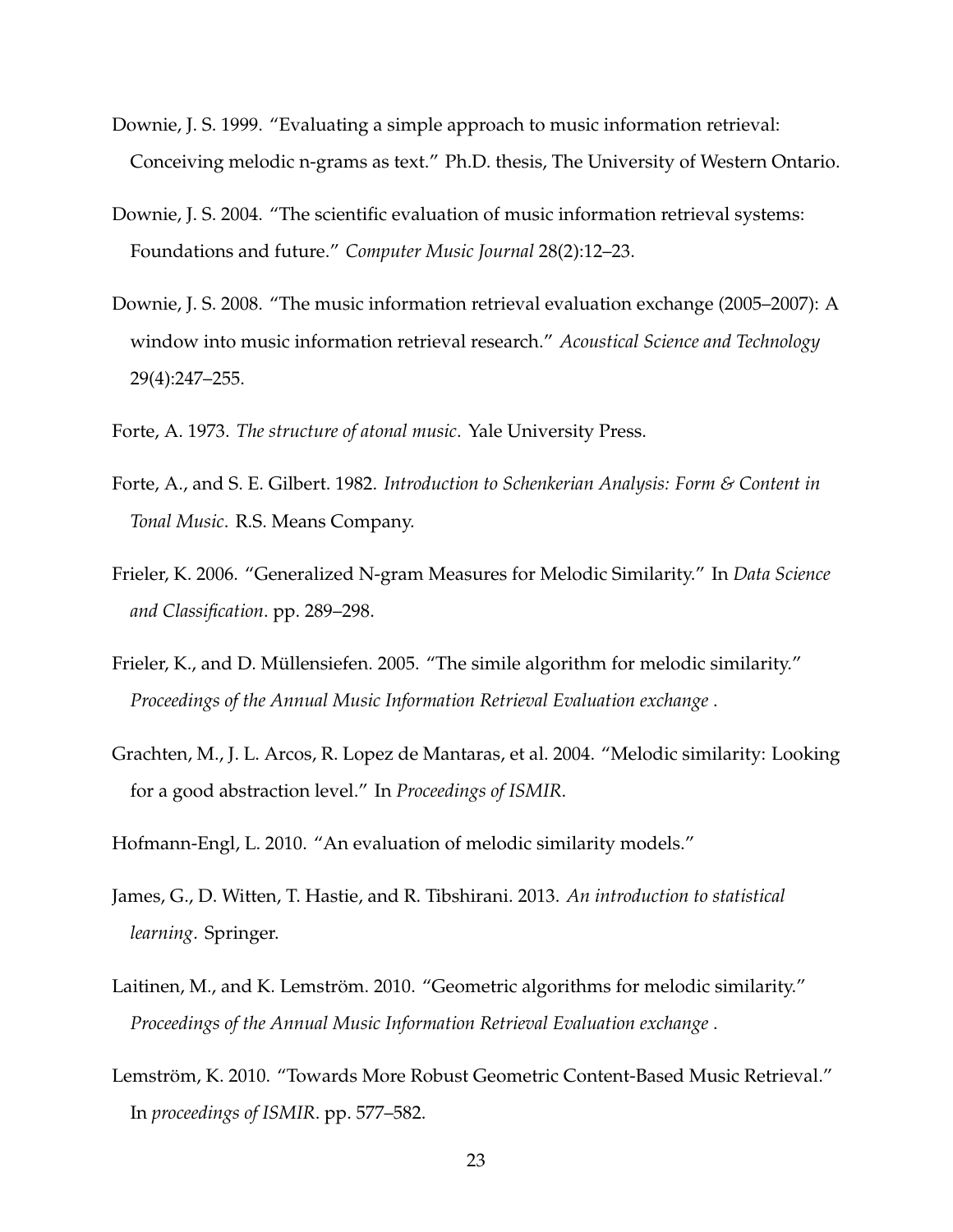Downie, J. S. 1999. "Evaluating a simple approach to music information retrieval: Conceiving melodic n-grams as text." Ph.D. thesis, The University of Western Ontario.

Downie, J. S. 2004. "The scientific evaluation of music information retrieval systems: Foundations and future." *Computer Music Journal* 28(2):12–23.

Downie, J. S. 2008. "The music information retrieval evaluation exchange (2005–2007): A window into music information retrieval research." *Acoustical Science and Technology* 29(4):247–255.

Forte, A. 1973. *The structure of atonal music*. Yale University Press.

Forte, A., and S. E. Gilbert. 1982. *Introduction to Schenkerian Analysis: Form & Content in Tonal Music*. R.S. Means Company.

Frieler, K. 2006. "Generalized N-gram Measures for Melodic Similarity." In *Data Science and Classification*. pp. 289–298.

Frieler, K., and D. Müllensiefen. 2005. "The simile algorithm for melodic similarity." *Proceedings of the Annual Music Information Retrieval Evaluation exchange* .

Grachten, M., J. L. Arcos, R. Lopez de Mantaras, et al. 2004. "Melodic similarity: Looking for a good abstraction level." In *Proceedings of ISMIR*.

Hofmann-Engl, L. 2010. "An evaluation of melodic similarity models."

James, G., D. Witten, T. Hastie, and R. Tibshirani. 2013. *An introduction to statistical learning*. Springer.

Laitinen, M., and K. Lemström. 2010. "Geometric algorithms for melodic similarity." *Proceedings of the Annual Music Information Retrieval Evaluation exchange* .

Lemström, K. 2010. "Towards More Robust Geometric Content-Based Music Retrieval." In *proceedings of ISMIR*. pp. 577–582.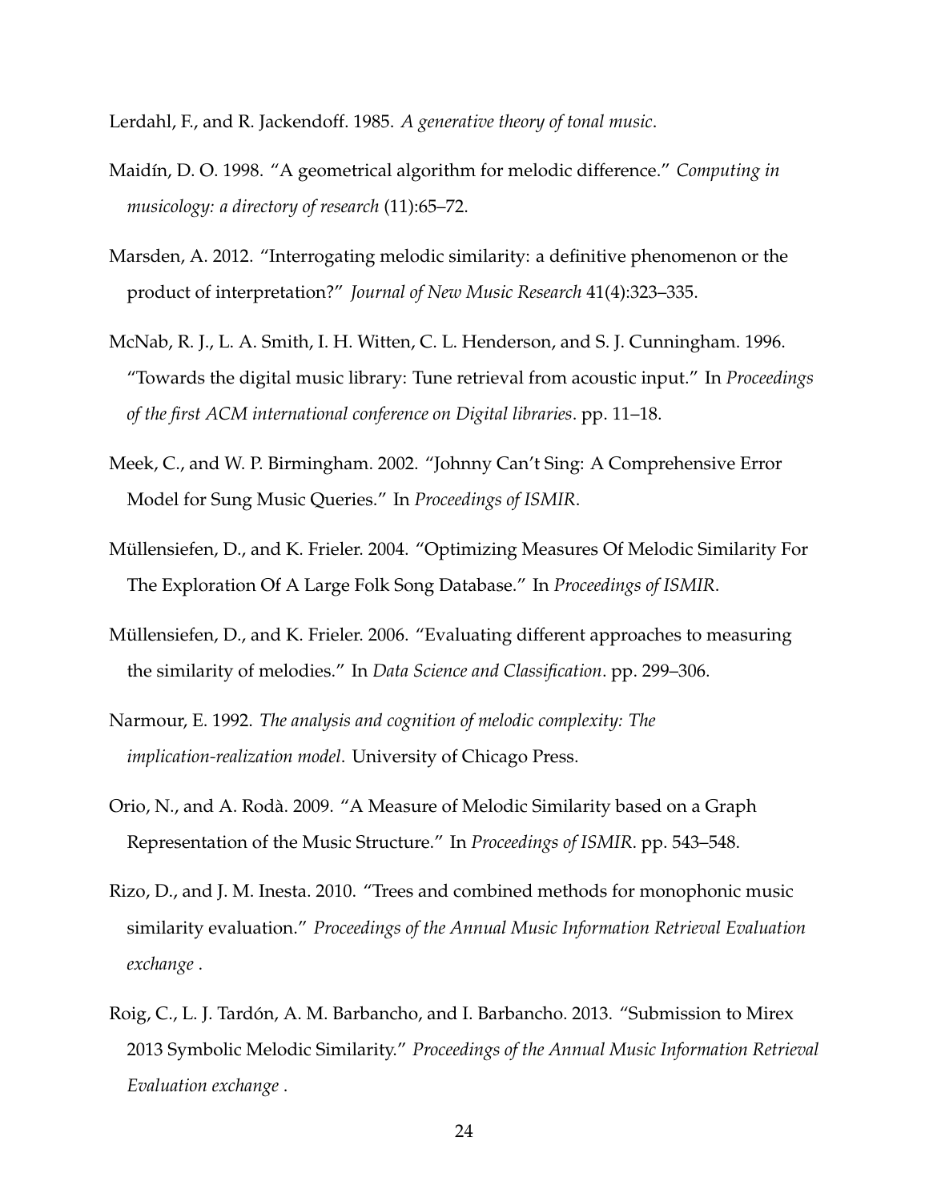Lerdahl, F., and R. Jackendoff. 1985. *A generative theory of tonal music*.

Maidín, D. O. 1998. "A geometrical algorithm for melodic difference." *Computing in musicology: a directory of research* (11):65–72.

Marsden, A. 2012. "Interrogating melodic similarity: a definitive phenomenon or the product of interpretation?" *Journal of New Music Research* 41(4):323–335.

McNab, R. J., L. A. Smith, I. H. Witten, C. L. Henderson, and S. J. Cunningham. 1996. "Towards the digital music library: Tune retrieval from acoustic input." In *Proceedings of the first ACM international conference on Digital libraries*. pp. 11–18.

Meek, C., and W. P. Birmingham. 2002. "Johnny Can't Sing: A Comprehensive Error Model for Sung Music Queries." In *Proceedings of ISMIR*.

Müllensiefen, D., and K. Frieler. 2004. "Optimizing Measures Of Melodic Similarity For The Exploration Of A Large Folk Song Database." In *Proceedings of ISMIR*.

Müllensiefen, D., and K. Frieler. 2006. "Evaluating different approaches to measuring the similarity of melodies." In *Data Science and Classification*. pp. 299–306.

Narmour, E. 1992. *The analysis and cognition of melodic complexity: The implication-realization model*. University of Chicago Press.

Orio, N., and A. Rodà. 2009. "A Measure of Melodic Similarity based on a Graph Representation of the Music Structure." In *Proceedings of ISMIR*. pp. 543–548.

Rizo, D., and J. M. Inesta. 2010. "Trees and combined methods for monophonic music similarity evaluation." *Proceedings of the Annual Music Information Retrieval Evaluation exchange* .

Roig, C., L. J. Tardón, A. M. Barbancho, and I. Barbancho. 2013. "Submission to Mirex 2013 Symbolic Melodic Similarity." *Proceedings of the Annual Music Information Retrieval Evaluation exchange* .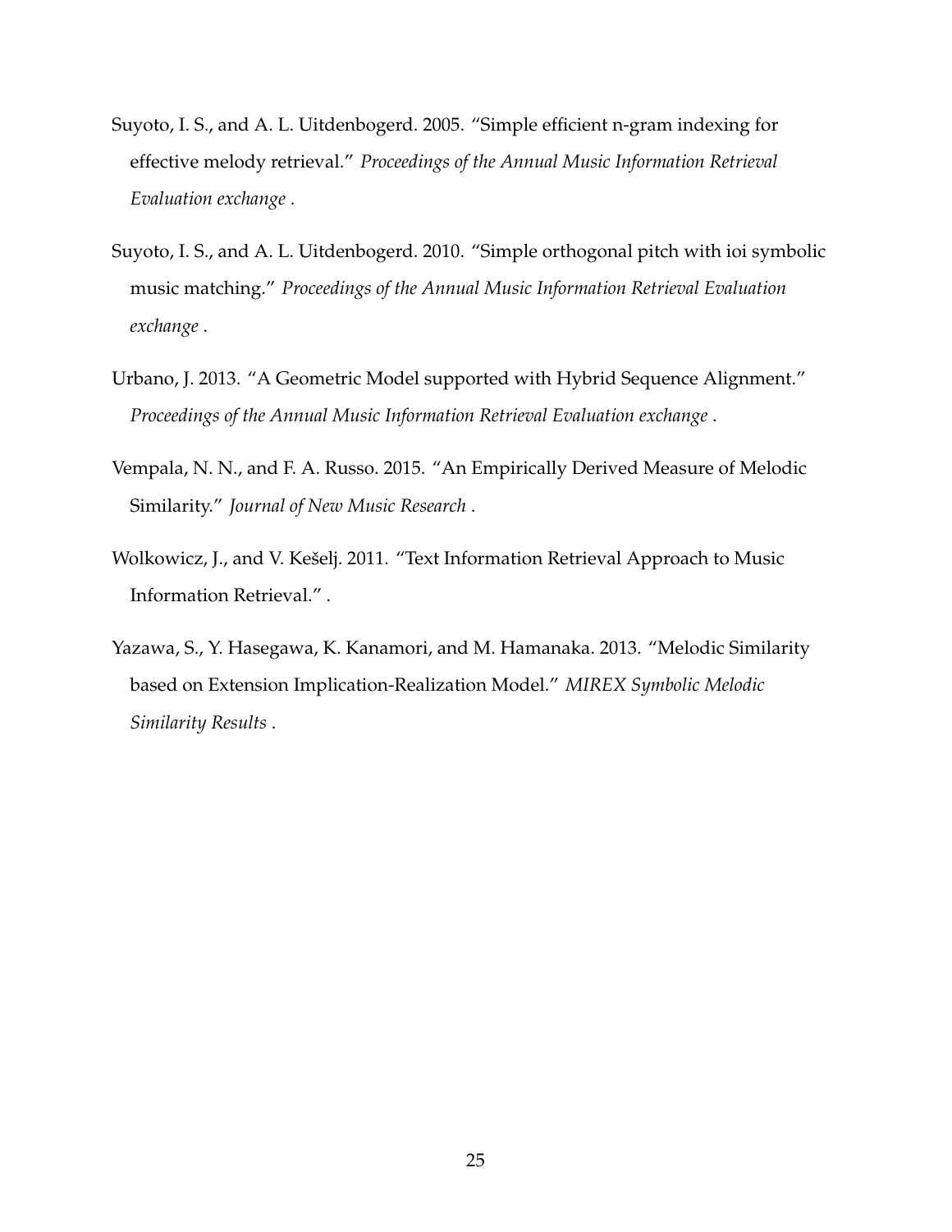Suyoto, I. S., and A. L. Uitdenbogerd. 2005. "Simple efficient n-gram indexing for effective melody retrieval." *Proceedings of the Annual Music Information Retrieval Evaluation exchange* .

Suyoto, I. S., and A. L. Uitdenbogerd. 2010. "Simple orthogonal pitch with ioi symbolic music matching." *Proceedings of the Annual Music Information Retrieval Evaluation exchange* .

Urbano, J. 2013. "A Geometric Model supported with Hybrid Sequence Alignment." *Proceedings of the Annual Music Information Retrieval Evaluation exchange* .

Vempala, N. N., and F. A. Russo. 2015. "An Empirically Derived Measure of Melodic Similarity." *Journal of New Music Research* .

Wolkowicz, J., and V. Kešelj. 2011. "Text Information Retrieval Approach to Music Information Retrieval." .

Yazawa, S., Y. Hasegawa, K. Kanamori, and M. Hamanaka. 2013. "Melodic Similarity based on Extension Implication-Realization Model." *MIREX Symbolic Melodic Similarity Results* .